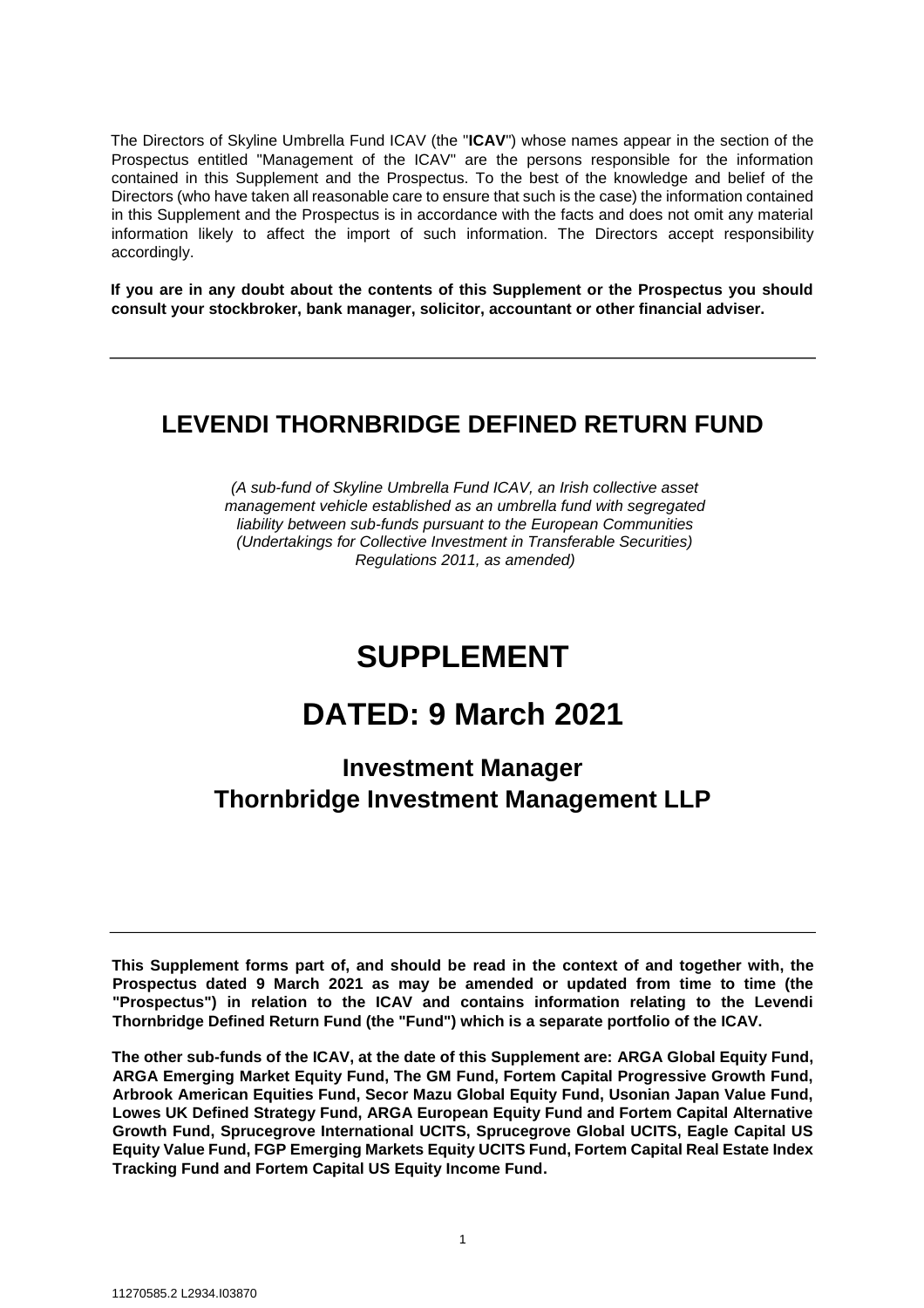The Directors of Skyline Umbrella Fund ICAV (the "**ICAV**") whose names appear in the section of the Prospectus entitled "Management of the ICAV" are the persons responsible for the information contained in this Supplement and the Prospectus. To the best of the knowledge and belief of the Directors (who have taken all reasonable care to ensure that such is the case) the information contained in this Supplement and the Prospectus is in accordance with the facts and does not omit any material information likely to affect the import of such information. The Directors accept responsibility accordingly.

**If you are in any doubt about the contents of this Supplement or the Prospectus you should consult your stockbroker, bank manager, solicitor, accountant or other financial adviser.**

---

# LEVENDI THORNBRIDGE DEFINED RETURN FUND

*(A sub-fund of Skyline Umbrella Fund ICAV, an Irish collective asset management vehicle established as an umbrella fund with segregated liability between sub-funds pursuant to the European Communities (Undertakings for Collective Investment in Transferable Securities) Regulations 2011, as amended)*

# SUPPLEMENT

# DATED: 9 March 2021

## Investment Manager
## Thornbridge Investment Management LLP

---

**This Supplement forms part of, and should be read in the context of and together with, the Prospectus dated 9 March 2021 as may be amended or updated from time to time (the "Prospectus") in relation to the ICAV and contains information relating to the Levendi Thornbridge Defined Return Fund (the "Fund") which is a separate portfolio of the ICAV.**

**The other sub-funds of the ICAV, at the date of this Supplement are: ARGA Global Equity Fund, ARGA Emerging Market Equity Fund, The GM Fund, Fortem Capital Progressive Growth Fund, Arbrook American Equities Fund, Secor Mazu Global Equity Fund, Usonian Japan Value Fund, Lowes UK Defined Strategy Fund, ARGA European Equity Fund and Fortem Capital Alternative Growth Fund, Sprucegrove International UCITS, Sprucegrove Global UCITS, Eagle Capital US Equity Value Fund, FGP Emerging Markets Equity UCITS Fund, Fortem Capital Real Estate Index Tracking Fund and Fortem Capital US Equity Income Fund.**

11270585.2 L2934.I03870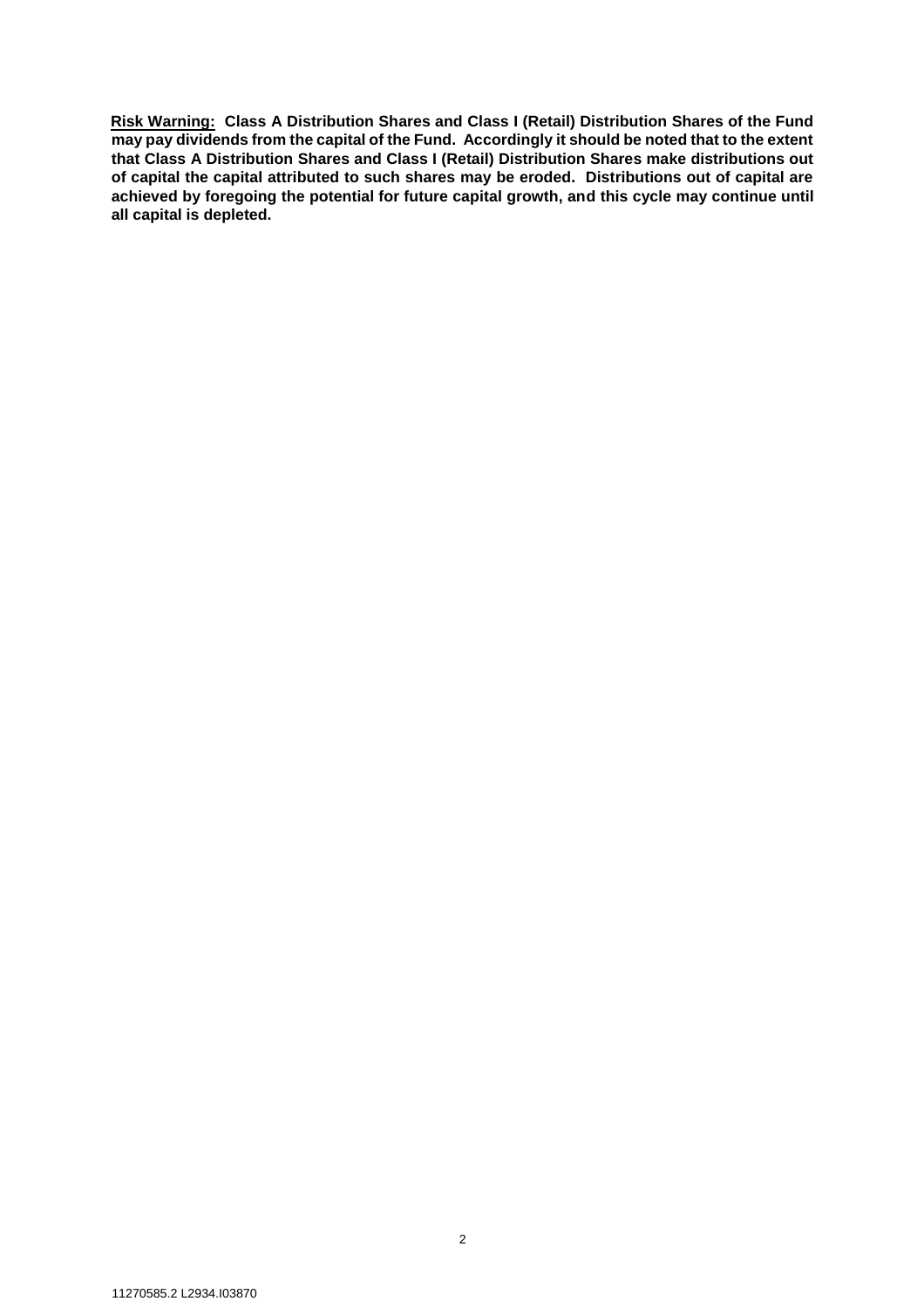**Risk Warning: Class A Distribution Shares and Class I (Retail) Distribution Shares of the Fund may pay dividends from the capital of the Fund. Accordingly it should be noted that to the extent that Class A Distribution Shares and Class I (Retail) Distribution Shares make distributions out of capital the capital attributed to such shares may be eroded. Distributions out of capital are achieved by foregoing the potential for future capital growth, and this cycle may continue until all capital is depleted.**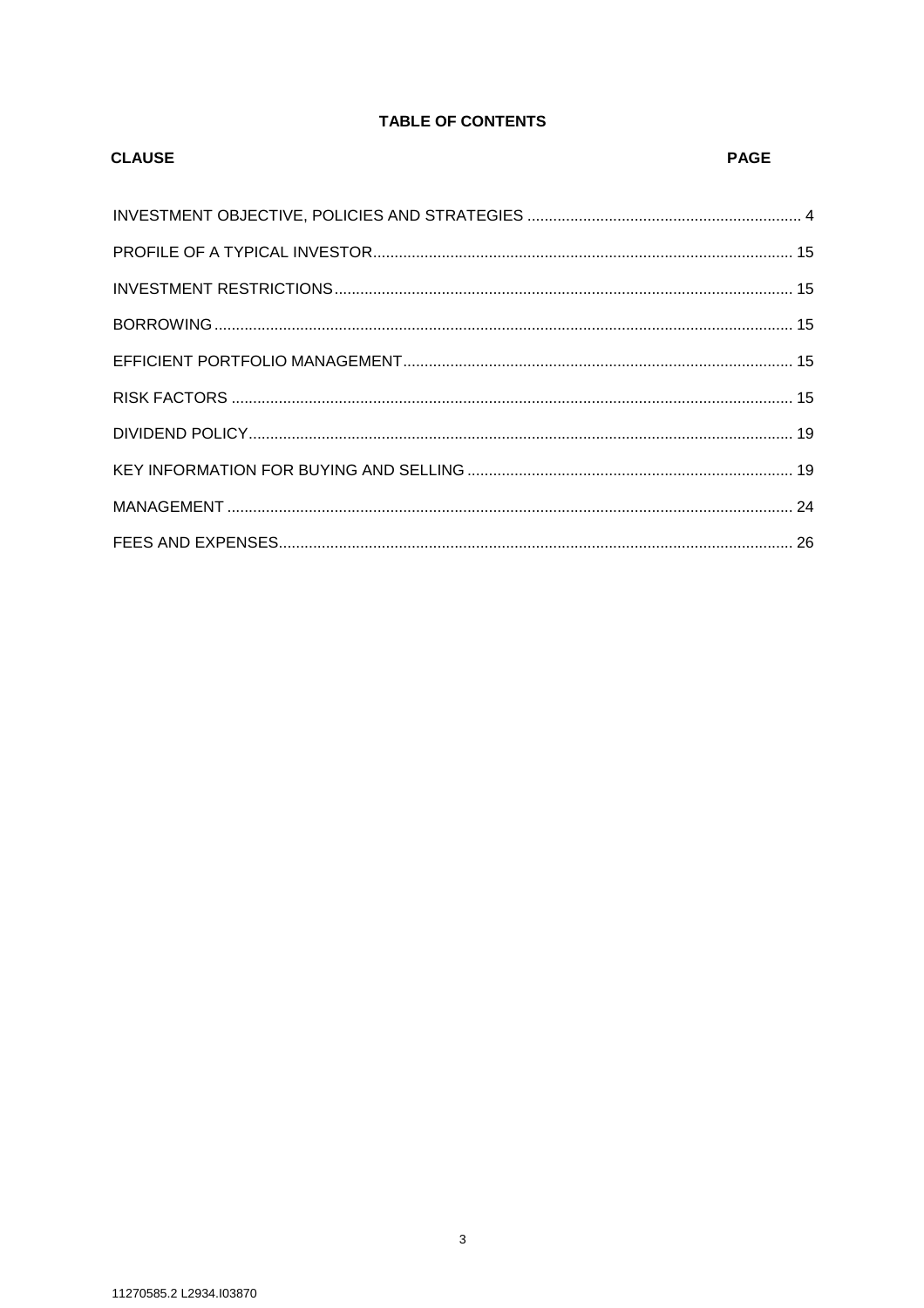**TABLE OF CONTENTS**

| CLAUSE | PAGE |
| --- | --- |
| INVESTMENT OBJECTIVE, POLICIES AND STRATEGIES | 4 |
| PROFILE OF A TYPICAL INVESTOR | 15 |
| INVESTMENT RESTRICTIONS | 15 |
| BORROWING | 15 |
| EFFICIENT PORTFOLIO MANAGEMENT | 15 |
| RISK FACTORS | 15 |
| DIVIDEND POLICY | 19 |
| KEY INFORMATION FOR BUYING AND SELLING | 19 |
| MANAGEMENT | 24 |
| FEES AND EXPENSES | 26 |

11270585.2 L2934.I03870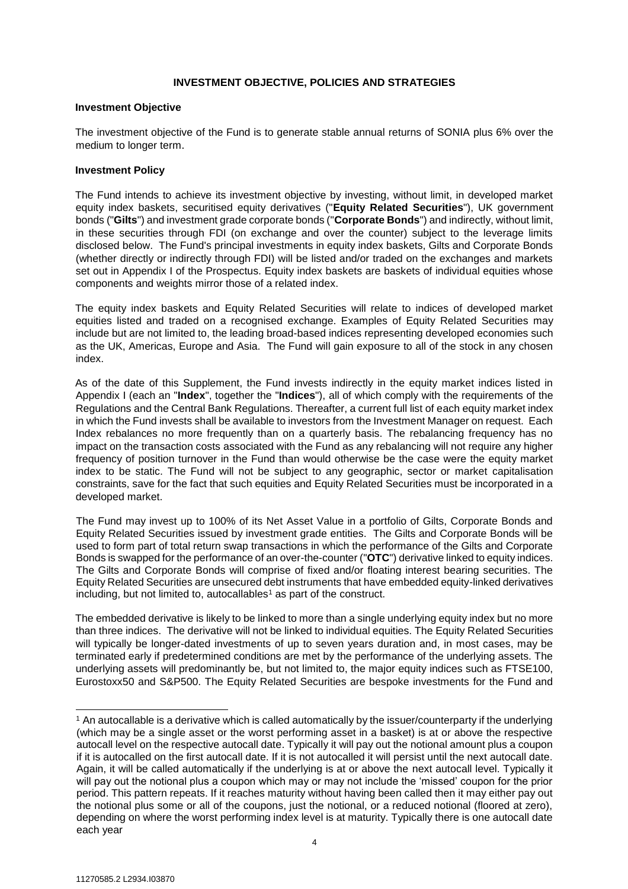## INVESTMENT OBJECTIVE, POLICIES AND STRATEGIES

### Investment Objective

The investment objective of the Fund is to generate stable annual returns of SONIA plus 6% over the medium to longer term.

### Investment Policy

The Fund intends to achieve its investment objective by investing, without limit, in developed market equity index baskets, securitised equity derivatives ("**Equity Related Securities**"), UK government bonds ("**Gilts**") and investment grade corporate bonds ("**Corporate Bonds**") and indirectly, without limit, in these securities through FDI (on exchange and over the counter) subject to the leverage limits disclosed below. The Fund's principal investments in equity index baskets, Gilts and Corporate Bonds (whether directly or indirectly through FDI) will be listed and/or traded on the exchanges and markets set out in Appendix I of the Prospectus. Equity index baskets are baskets of individual equities whose components and weights mirror those of a related index.

The equity index baskets and Equity Related Securities will relate to indices of developed market equities listed and traded on a recognised exchange. Examples of Equity Related Securities may include but are not limited to, the leading broad-based indices representing developed economies such as the UK, Americas, Europe and Asia. The Fund will gain exposure to all of the stock in any chosen index.

As of the date of this Supplement, the Fund invests indirectly in the equity market indices listed in Appendix I (each an "**Index**", together the "**Indices**"), all of which comply with the requirements of the Regulations and the Central Bank Regulations. Thereafter, a current full list of each equity market index in which the Fund invests shall be available to investors from the Investment Manager on request. Each Index rebalances no more frequently than on a quarterly basis. The rebalancing frequency has no impact on the transaction costs associated with the Fund as any rebalancing will not require any higher frequency of position turnover in the Fund than would otherwise be the case were the equity market index to be static. The Fund will not be subject to any geographic, sector or market capitalisation constraints, save for the fact that such equities and Equity Related Securities must be incorporated in a developed market.

The Fund may invest up to 100% of its Net Asset Value in a portfolio of Gilts, Corporate Bonds and Equity Related Securities issued by investment grade entities. The Gilts and Corporate Bonds will be used to form part of total return swap transactions in which the performance of the Gilts and Corporate Bonds is swapped for the performance of an over-the-counter ("**OTC**") derivative linked to equity indices. The Gilts and Corporate Bonds will comprise of fixed and/or floating interest bearing securities. The Equity Related Securities are unsecured debt instruments that have embedded equity-linked derivatives including, but not limited to, autocallables[1] as part of the construct.

The embedded derivative is likely to be linked to more than a single underlying equity index but no more than three indices. The derivative will not be linked to individual equities. The Equity Related Securities will typically be longer-dated investments of up to seven years duration and, in most cases, may be terminated early if predetermined conditions are met by the performance of the underlying assets. The underlying assets will predominantly be, but not limited to, the major equity indices such as FTSE100, Eurostoxx50 and S&P500. The Equity Related Securities are bespoke investments for the Fund and

---

[1] An autocallable is a derivative which is called automatically by the issuer/counterparty if the underlying (which may be a single asset or the worst performing asset in a basket) is at or above the respective autocall level on the respective autocall date. Typically it will pay out the notional amount plus a coupon if it is autocalled on the first autocall date. If it is not autocalled it will persist until the next autocall date. Again, it will be called automatically if the underlying is at or above the next autocall level. Typically it will pay out the notional plus a coupon which may or may not include the 'missed' coupon for the prior period. This pattern repeats. If it reaches maturity without having been called then it may either pay out the notional plus some or all of the coupons, just the notional, or a reduced notional (floored at zero), depending on where the worst performing index level is at maturity. Typically there is one autocall date each year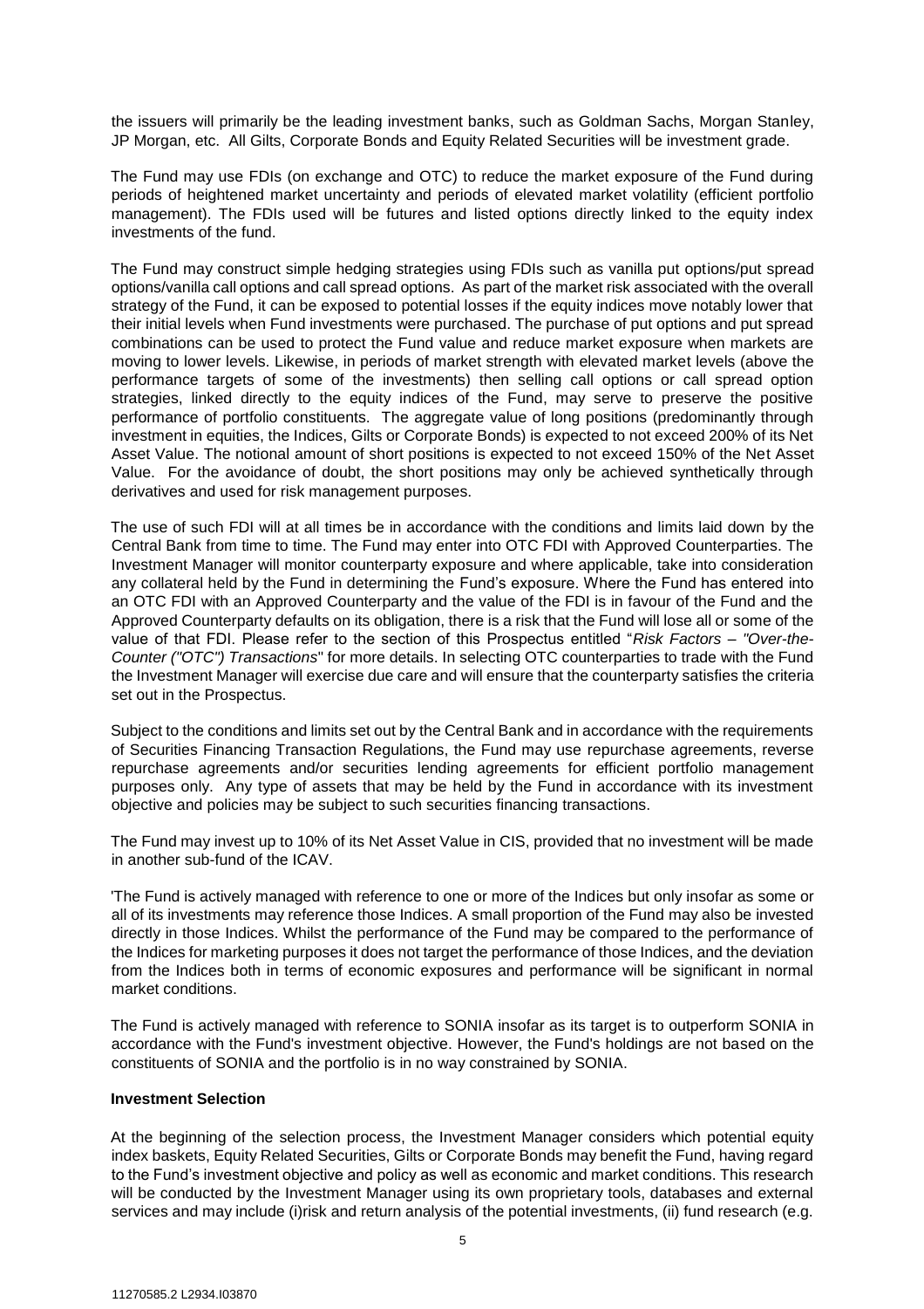the issuers will primarily be the leading investment banks, such as Goldman Sachs, Morgan Stanley, JP Morgan, etc. All Gilts, Corporate Bonds and Equity Related Securities will be investment grade.

The Fund may use FDIs (on exchange and OTC) to reduce the market exposure of the Fund during periods of heightened market uncertainty and periods of elevated market volatility (efficient portfolio management). The FDIs used will be futures and listed options directly linked to the equity index investments of the fund.

The Fund may construct simple hedging strategies using FDIs such as vanilla put options/put spread options/vanilla call options and call spread options. As part of the market risk associated with the overall strategy of the Fund, it can be exposed to potential losses if the equity indices move notably lower that their initial levels when Fund investments were purchased. The purchase of put options and put spread combinations can be used to protect the Fund value and reduce market exposure when markets are moving to lower levels. Likewise, in periods of market strength with elevated market levels (above the performance targets of some of the investments) then selling call options or call spread option strategies, linked directly to the equity indices of the Fund, may serve to preserve the positive performance of portfolio constituents. The aggregate value of long positions (predominantly through investment in equities, the Indices, Gilts or Corporate Bonds) is expected to not exceed 200% of its Net Asset Value. The notional amount of short positions is expected to not exceed 150% of the Net Asset Value. For the avoidance of doubt, the short positions may only be achieved synthetically through derivatives and used for risk management purposes.

The use of such FDI will at all times be in accordance with the conditions and limits laid down by the Central Bank from time to time. The Fund may enter into OTC FDI with Approved Counterparties. The Investment Manager will monitor counterparty exposure and where applicable, take into consideration any collateral held by the Fund in determining the Fund's exposure. Where the Fund has entered into an OTC FDI with an Approved Counterparty and the value of the FDI is in favour of the Fund and the Approved Counterparty defaults on its obligation, there is a risk that the Fund will lose all or some of the value of that FDI. Please refer to the section of this Prospectus entitled "*Risk Factors – "Over-the-Counter ("OTC") Transactions*" for more details. In selecting OTC counterparties to trade with the Fund the Investment Manager will exercise due care and will ensure that the counterparty satisfies the criteria set out in the Prospectus.

Subject to the conditions and limits set out by the Central Bank and in accordance with the requirements of Securities Financing Transaction Regulations, the Fund may use repurchase agreements, reverse repurchase agreements and/or securities lending agreements for efficient portfolio management purposes only. Any type of assets that may be held by the Fund in accordance with its investment objective and policies may be subject to such securities financing transactions.

The Fund may invest up to 10% of its Net Asset Value in CIS, provided that no investment will be made in another sub-fund of the ICAV.

'The Fund is actively managed with reference to one or more of the Indices but only insofar as some or all of its investments may reference those Indices. A small proportion of the Fund may also be invested directly in those Indices. Whilst the performance of the Fund may be compared to the performance of the Indices for marketing purposes it does not target the performance of those Indices, and the deviation from the Indices both in terms of economic exposures and performance will be significant in normal market conditions.

The Fund is actively managed with reference to SONIA insofar as its target is to outperform SONIA in accordance with the Fund's investment objective. However, the Fund's holdings are not based on the constituents of SONIA and the portfolio is in no way constrained by SONIA.

**Investment Selection**

At the beginning of the selection process, the Investment Manager considers which potential equity index baskets, Equity Related Securities, Gilts or Corporate Bonds may benefit the Fund, having regard to the Fund's investment objective and policy as well as economic and market conditions. This research will be conducted by the Investment Manager using its own proprietary tools, databases and external services and may include (i)risk and return analysis of the potential investments, (ii) fund research (e.g.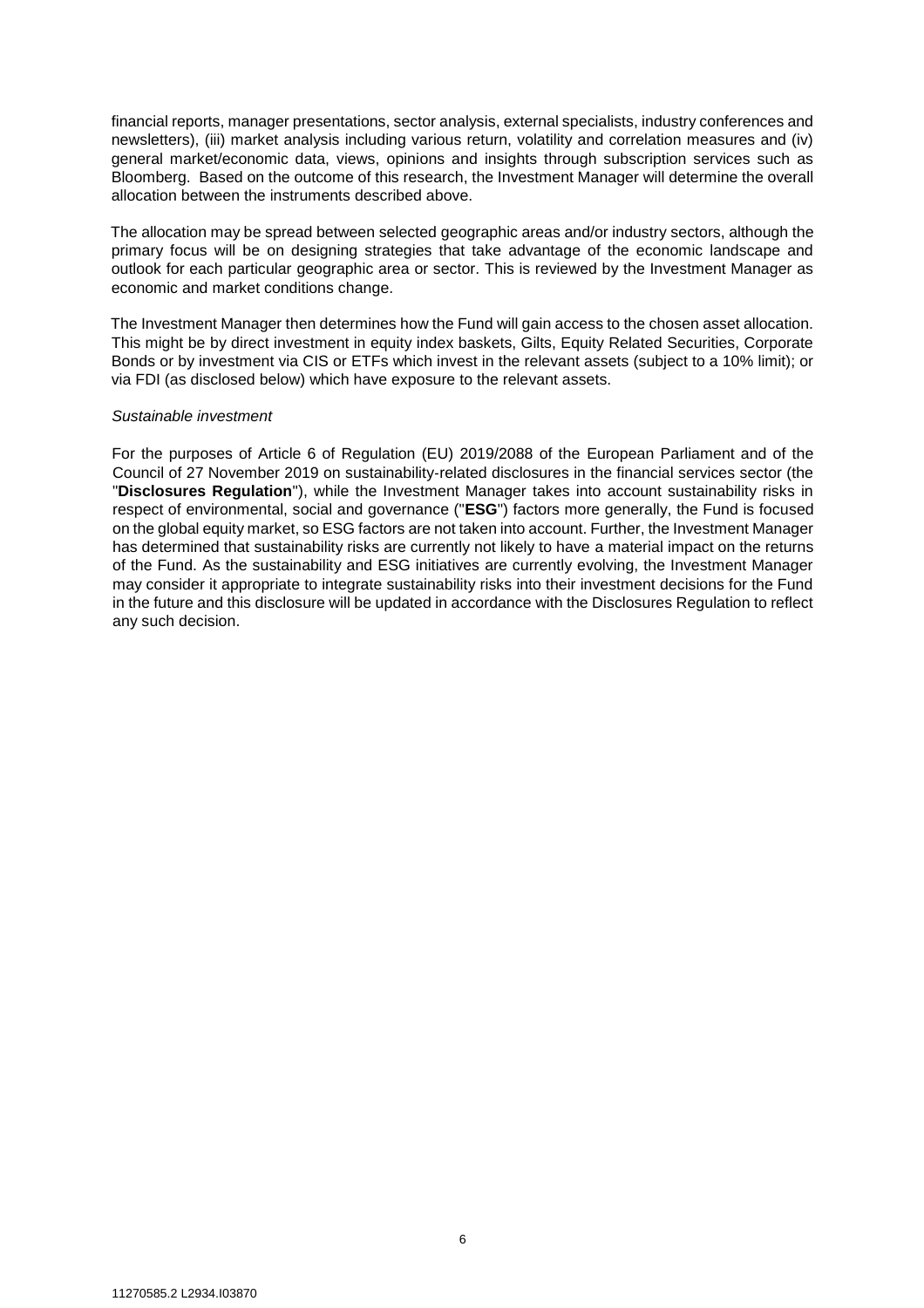financial reports, manager presentations, sector analysis, external specialists, industry conferences and newsletters), (iii) market analysis including various return, volatility and correlation measures and (iv) general market/economic data, views, opinions and insights through subscription services such as Bloomberg. Based on the outcome of this research, the Investment Manager will determine the overall allocation between the instruments described above.

The allocation may be spread between selected geographic areas and/or industry sectors, although the primary focus will be on designing strategies that take advantage of the economic landscape and outlook for each particular geographic area or sector. This is reviewed by the Investment Manager as economic and market conditions change.

The Investment Manager then determines how the Fund will gain access to the chosen asset allocation. This might be by direct investment in equity index baskets, Gilts, Equity Related Securities, Corporate Bonds or by investment via CIS or ETFs which invest in the relevant assets (subject to a 10% limit); or via FDI (as disclosed below) which have exposure to the relevant assets.

*Sustainable investment*

For the purposes of Article 6 of Regulation (EU) 2019/2088 of the European Parliament and of the Council of 27 November 2019 on sustainability-related disclosures in the financial services sector (the "**Disclosures Regulation**"), while the Investment Manager takes into account sustainability risks in respect of environmental, social and governance ("**ESG**") factors more generally, the Fund is focused on the global equity market, so ESG factors are not taken into account. Further, the Investment Manager has determined that sustainability risks are currently not likely to have a material impact on the returns of the Fund. As the sustainability and ESG initiatives are currently evolving, the Investment Manager may consider it appropriate to integrate sustainability risks into their investment decisions for the Fund in the future and this disclosure will be updated in accordance with the Disclosures Regulation to reflect any such decision.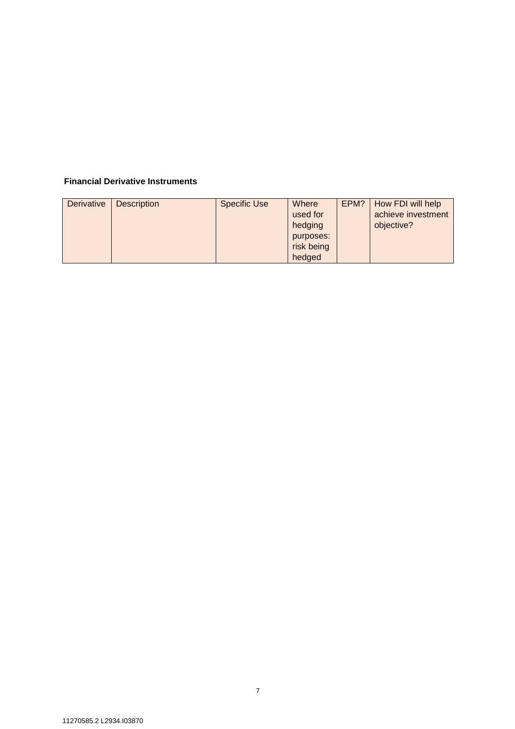**Financial Derivative Instruments**

| Derivative | Description | Specific Use | Where used for hedging purposes: risk being hedged | EPM? | How FDI will help achieve investment objective? |
|---|---|---|---|---|---|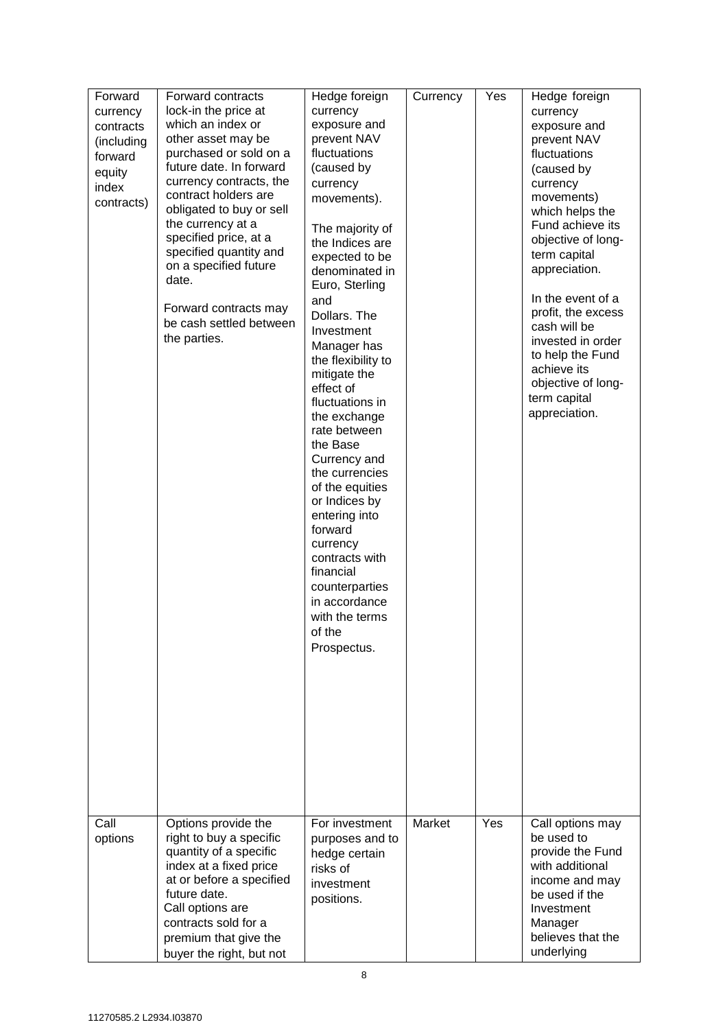| Forward currency contracts (including forward equity index contracts) | Forward contracts lock-in the price at which an index or other asset may be purchased or sold on a future date. In forward currency contracts, the contract holders are obligated to buy or sell the currency at a specified price, at a specified quantity and on a specified future date.<br><br>Forward contracts may be cash settled between the parties. | Hedge foreign currency exposure and prevent NAV fluctuations (caused by currency movements).<br><br>The majority of the Indices are expected to be denominated in Euro, Sterling and Dollars. The Investment Manager has the flexibility to mitigate the effect of fluctuations in the exchange rate between the Base Currency and the currencies of the equities or Indices by entering into forward currency contracts with financial counterparties in accordance with the terms of the Prospectus. | Currency | Yes | Hedge foreign currency exposure and prevent NAV fluctuations (caused by currency movements) which helps the Fund achieve its objective of long-term capital appreciation.<br><br>In the event of a profit, the excess cash will be invested in order to help the Fund achieve its objective of long-term capital appreciation. |
|---|---|---|---|---|---|
| Call options | Options provide the right to buy a specific quantity of a specific index at a fixed price at or before a specified future date.<br>Call options are contracts sold for a premium that give the buyer the right, but not | For investment purposes and to hedge certain risks of investment positions. | Market | Yes | Call options may be used to provide the Fund with additional income and may be used if the Investment Manager believes that the underlying |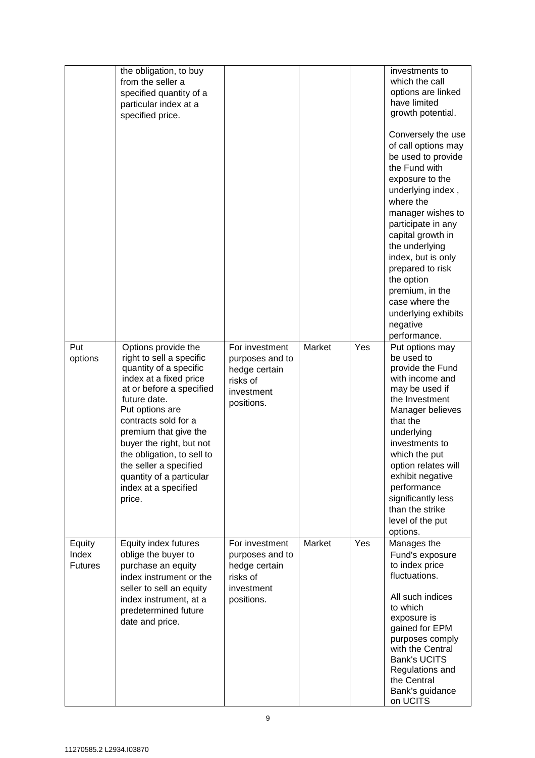| | | | | | |
|---|---|---|---|---|---|
| | the obligation, to buy from the seller a specified quantity of a particular index at a specified price. | | | | investments to which the call options are linked have limited growth potential.<br><br>Conversely the use of call options may be used to provide the Fund with exposure to the underlying index , where the manager wishes to participate in any capital growth in the underlying index, but is only prepared to risk the option premium, in the case where the underlying exhibits negative performance. |
| Put options | Options provide the right to sell a specific quantity of a specific index at a fixed price at or before a specified future date.<br>Put options are contracts sold for a premium that give the buyer the right, but not the obligation, to sell to the seller a specified quantity of a particular index at a specified price. | For investment purposes and to hedge certain risks of investment positions. | Market | Yes | Put options may be used to provide the Fund with income and may be used if the Investment Manager believes that the underlying investments to which the put option relates will exhibit negative performance significantly less than the strike level of the put options. |
| Equity Index Futures | Equity index futures oblige the buyer to purchase an equity index instrument or the seller to sell an equity index instrument, at a predetermined future date and price. | For investment purposes and to hedge certain risks of investment positions. | Market | Yes | Manages the Fund's exposure to index price fluctuations.<br><br>All such indices to which exposure is gained for EPM purposes comply with the Central Bank's UCITS Regulations and the Central Bank's guidance on UCITS |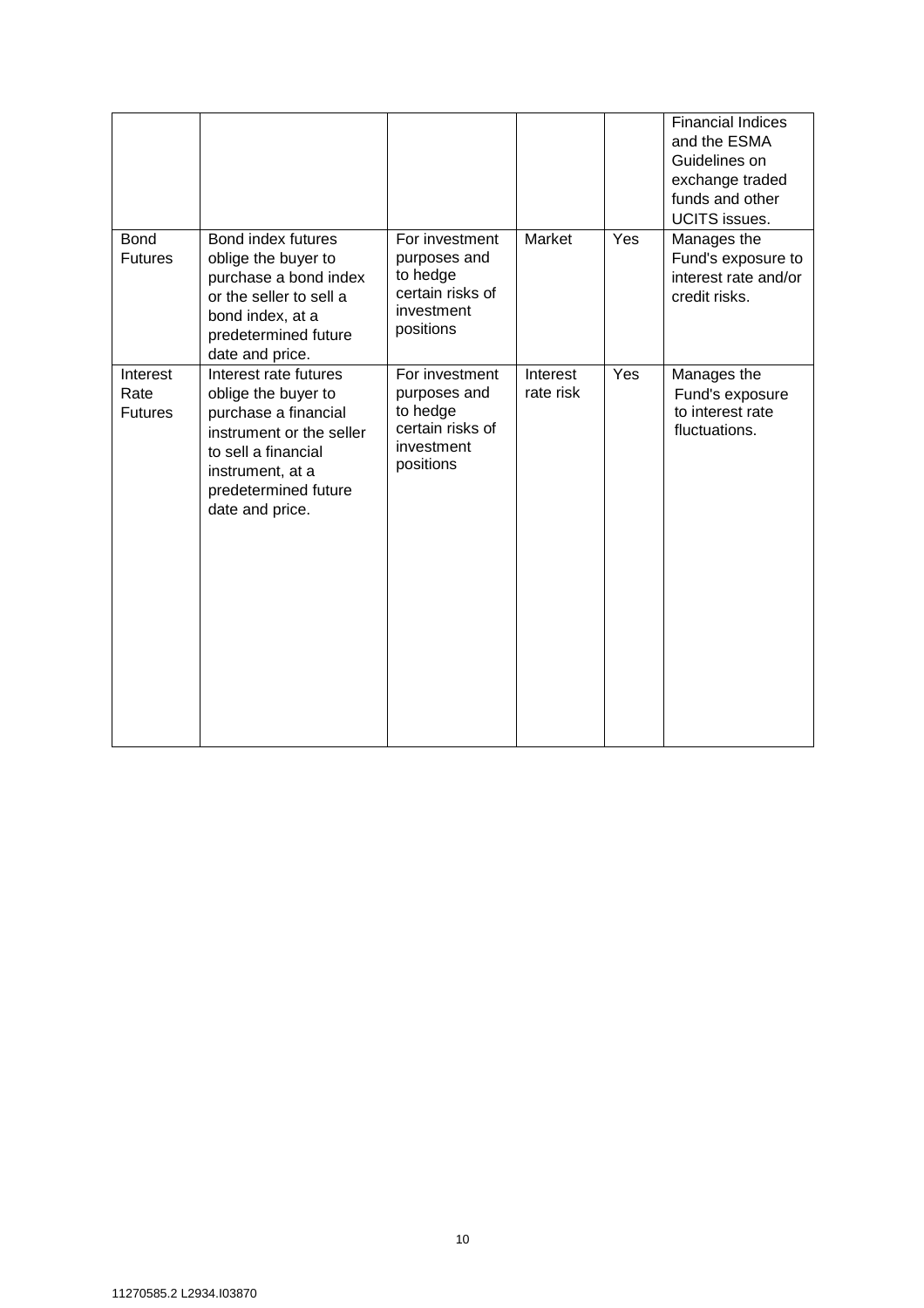| | | | | | |
|---|---|---|---|---|---|
| | | | | | Financial Indices and the ESMA Guidelines on exchange traded funds and other UCITS issues. |
| Bond Futures | Bond index futures oblige the buyer to purchase a bond index or the seller to sell a bond index, at a predetermined future date and price. | For investment purposes and to hedge certain risks of investment positions | Market | Yes | Manages the Fund's exposure to interest rate and/or credit risks. |
| Interest Rate Futures | Interest rate futures oblige the buyer to purchase a financial instrument or the seller to sell a financial instrument, at a predetermined future date and price. | For investment purposes and to hedge certain risks of investment positions | Interest rate risk | Yes | Manages the Fund's exposure to interest rate fluctuations. |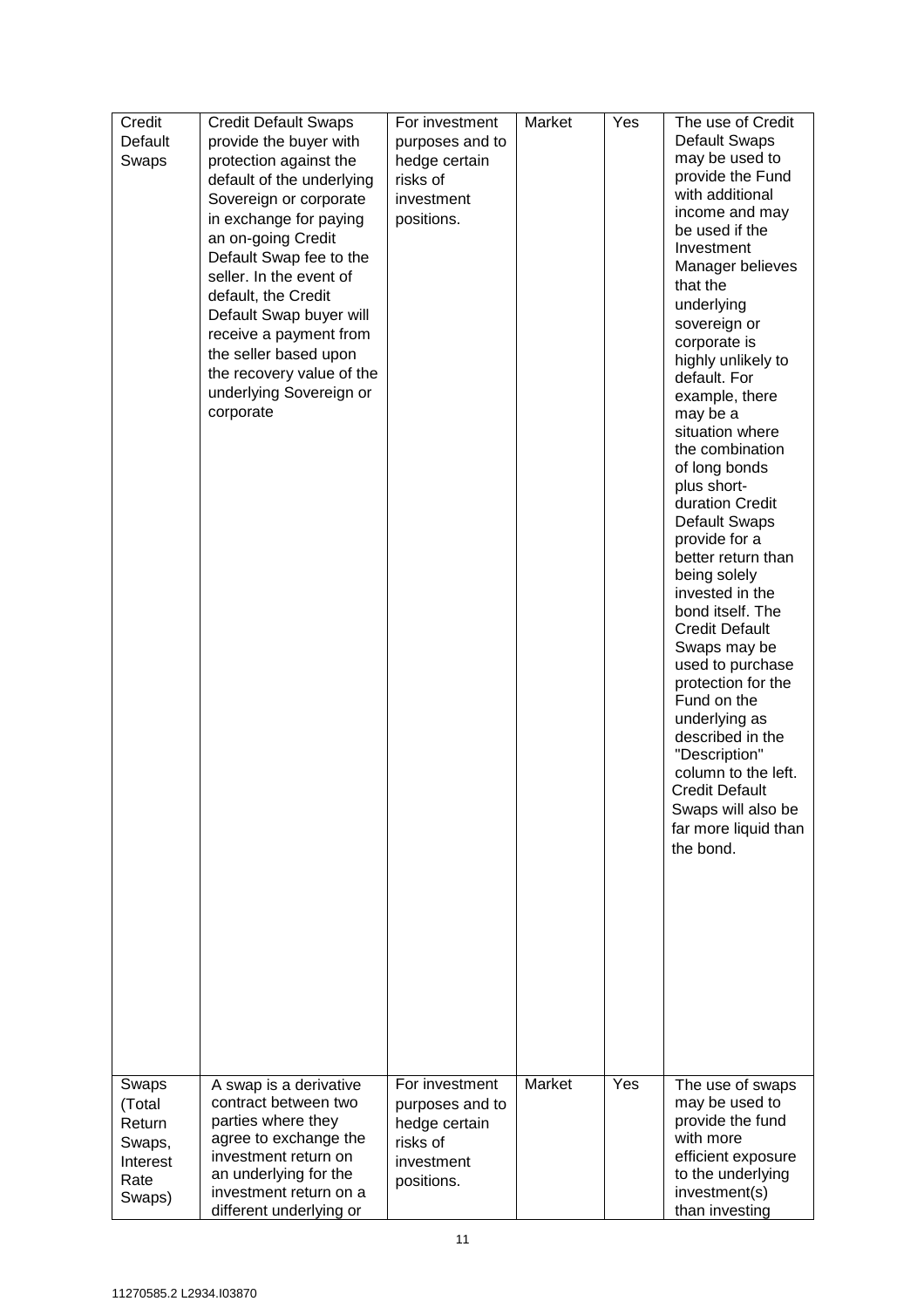| Credit Default Swaps | Credit Default Swaps provide the buyer with protection against the default of the underlying Sovereign or corporate in exchange for paying an on-going Credit Default Swap fee to the seller. In the event of default, the Credit Default Swap buyer will receive a payment from the seller based upon the recovery value of the underlying Sovereign or corporate | For investment purposes and to hedge certain risks of investment positions. | Market | Yes | The use of Credit Default Swaps may be used to provide the Fund with additional income and may be used if the Investment Manager believes that the underlying sovereign or corporate is highly unlikely to default. For example, there may be a situation where the combination of long bonds plus short-duration Credit Default Swaps provide for a better return than being solely invested in the bond itself. The Credit Default Swaps may be used to purchase protection for the Fund on the underlying as described in the "Description" column to the left. Credit Default Swaps will also be far more liquid than the bond. |
|---|---|---|---|---|---|
| Swaps (Total Return Swaps, Interest Rate Swaps) | A swap is a derivative contract between two parties where they agree to exchange the investment return on an underlying for the investment return on a different underlying or | For investment purposes and to hedge certain risks of investment positions. | Market | Yes | The use of swaps may be used to provide the fund with more efficient exposure to the underlying investment(s) than investing |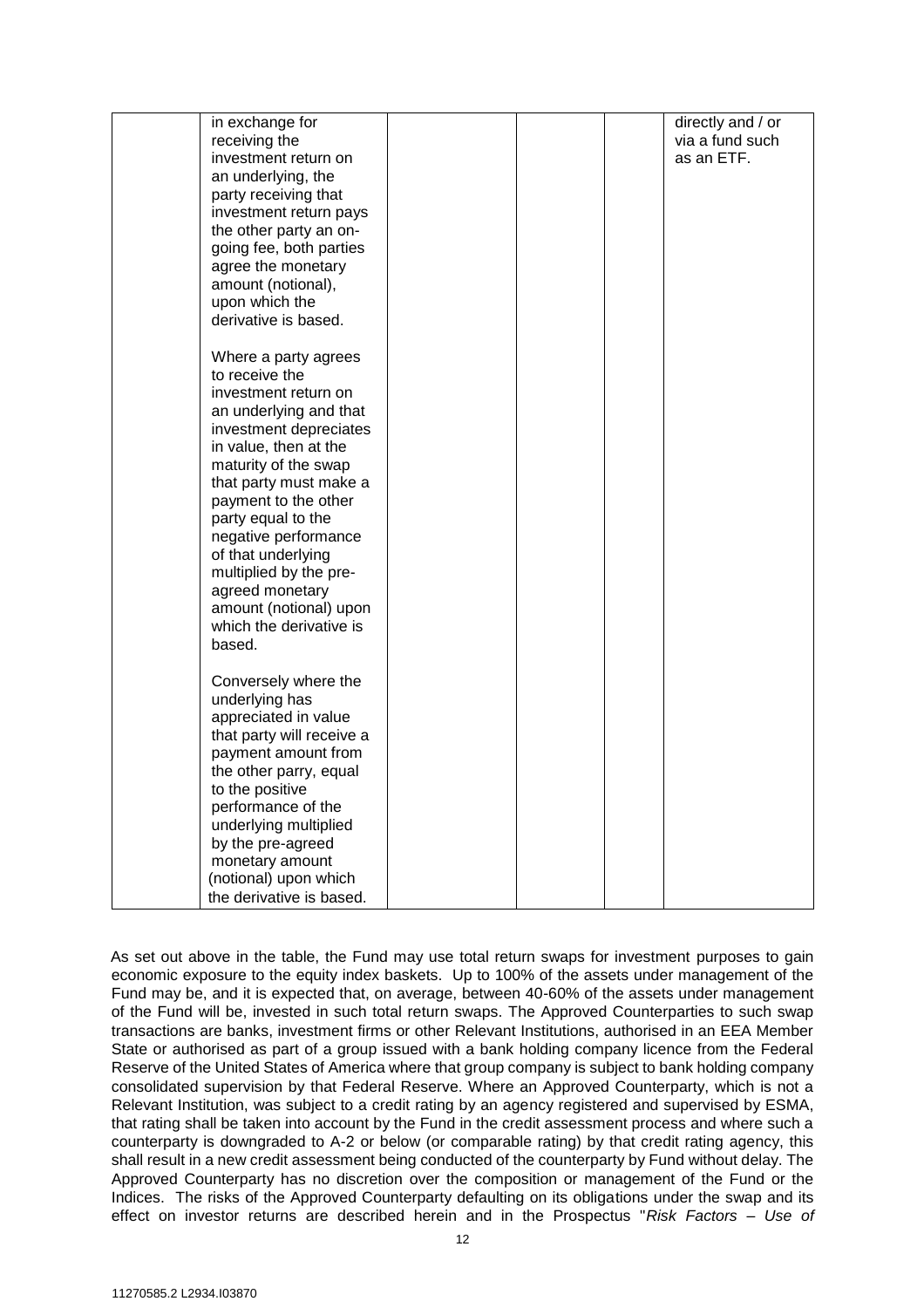| | | | | | |
|---|---|---|---|---|---|
| | in exchange for receiving the investment return on an underlying, the party receiving that investment return pays the other party an on-going fee, both parties agree the monetary amount (notional), upon which the derivative is based.<br><br>Where a party agrees to receive the investment return on an underlying and that investment depreciates in value, then at the maturity of the swap that party must make a payment to the other party equal to the negative performance of that underlying multiplied by the pre-agreed monetary amount (notional) upon which the derivative is based.<br><br>Conversely where the underlying has appreciated in value that party will receive a payment amount from the other parry, equal to the positive performance of the underlying multiplied by the pre-agreed monetary amount (notional) upon which the derivative is based. | | | | directly and / or via a fund such as an ETF. |

As set out above in the table, the Fund may use total return swaps for investment purposes to gain economic exposure to the equity index baskets. Up to 100% of the assets under management of the Fund may be, and it is expected that, on average, between 40-60% of the assets under management of the Fund will be, invested in such total return swaps. The Approved Counterparties to such swap transactions are banks, investment firms or other Relevant Institutions, authorised in an EEA Member State or authorised as part of a group issued with a bank holding company licence from the Federal Reserve of the United States of America where that group company is subject to bank holding company consolidated supervision by that Federal Reserve. Where an Approved Counterparty, which is not a Relevant Institution, was subject to a credit rating by an agency registered and supervised by ESMA, that rating shall be taken into account by the Fund in the credit assessment process and where such a counterparty is downgraded to A-2 or below (or comparable rating) by that credit rating agency, this shall result in a new credit assessment being conducted of the counterparty by Fund without delay. The Approved Counterparty has no discretion over the composition or management of the Fund or the Indices. The risks of the Approved Counterparty defaulting on its obligations under the swap and its effect on investor returns are described herein and in the Prospectus "*Risk Factors – Use of*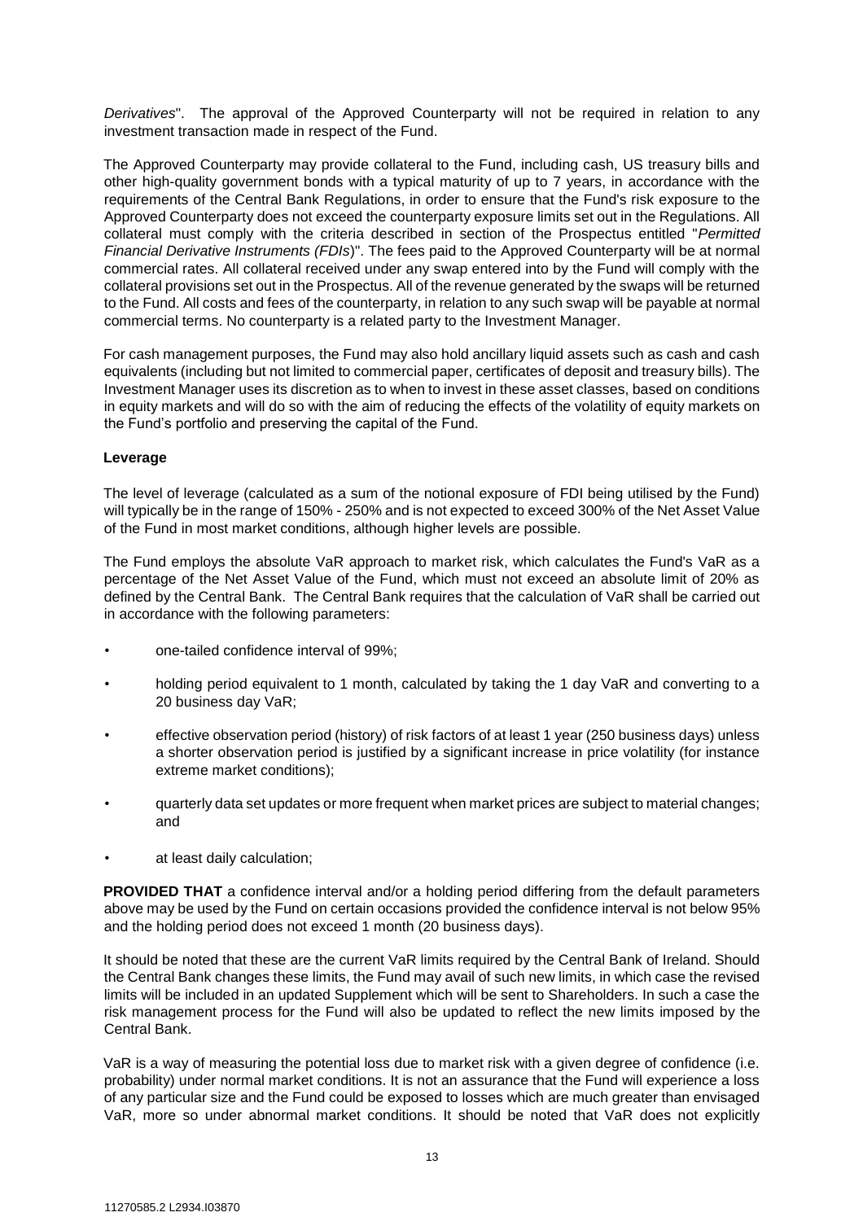*Derivatives*". The approval of the Approved Counterparty will not be required in relation to any investment transaction made in respect of the Fund.

The Approved Counterparty may provide collateral to the Fund, including cash, US treasury bills and other high-quality government bonds with a typical maturity of up to 7 years, in accordance with the requirements of the Central Bank Regulations, in order to ensure that the Fund's risk exposure to the Approved Counterparty does not exceed the counterparty exposure limits set out in the Regulations. All collateral must comply with the criteria described in section of the Prospectus entitled "*Permitted Financial Derivative Instruments (FDIs)*". The fees paid to the Approved Counterparty will be at normal commercial rates. All collateral received under any swap entered into by the Fund will comply with the collateral provisions set out in the Prospectus. All of the revenue generated by the swaps will be returned to the Fund. All costs and fees of the counterparty, in relation to any such swap will be payable at normal commercial terms. No counterparty is a related party to the Investment Manager.

For cash management purposes, the Fund may also hold ancillary liquid assets such as cash and cash equivalents (including but not limited to commercial paper, certificates of deposit and treasury bills). The Investment Manager uses its discretion as to when to invest in these asset classes, based on conditions in equity markets and will do so with the aim of reducing the effects of the volatility of equity markets on the Fund's portfolio and preserving the capital of the Fund.

**Leverage**

The level of leverage (calculated as a sum of the notional exposure of FDI being utilised by the Fund) will typically be in the range of 150% - 250% and is not expected to exceed 300% of the Net Asset Value of the Fund in most market conditions, although higher levels are possible.

The Fund employs the absolute VaR approach to market risk, which calculates the Fund's VaR as a percentage of the Net Asset Value of the Fund, which must not exceed an absolute limit of 20% as defined by the Central Bank. The Central Bank requires that the calculation of VaR shall be carried out in accordance with the following parameters:

- one-tailed confidence interval of 99%;
- holding period equivalent to 1 month, calculated by taking the 1 day VaR and converting to a 20 business day VaR;
- effective observation period (history) of risk factors of at least 1 year (250 business days) unless a shorter observation period is justified by a significant increase in price volatility (for instance extreme market conditions);
- quarterly data set updates or more frequent when market prices are subject to material changes; and
- at least daily calculation;

**PROVIDED THAT** a confidence interval and/or a holding period differing from the default parameters above may be used by the Fund on certain occasions provided the confidence interval is not below 95% and the holding period does not exceed 1 month (20 business days).

It should be noted that these are the current VaR limits required by the Central Bank of Ireland. Should the Central Bank changes these limits, the Fund may avail of such new limits, in which case the revised limits will be included in an updated Supplement which will be sent to Shareholders. In such a case the risk management process for the Fund will also be updated to reflect the new limits imposed by the Central Bank.

VaR is a way of measuring the potential loss due to market risk with a given degree of confidence (i.e. probability) under normal market conditions. It is not an assurance that the Fund will experience a loss of any particular size and the Fund could be exposed to losses which are much greater than envisaged VaR, more so under abnormal market conditions. It should be noted that VaR does not explicitly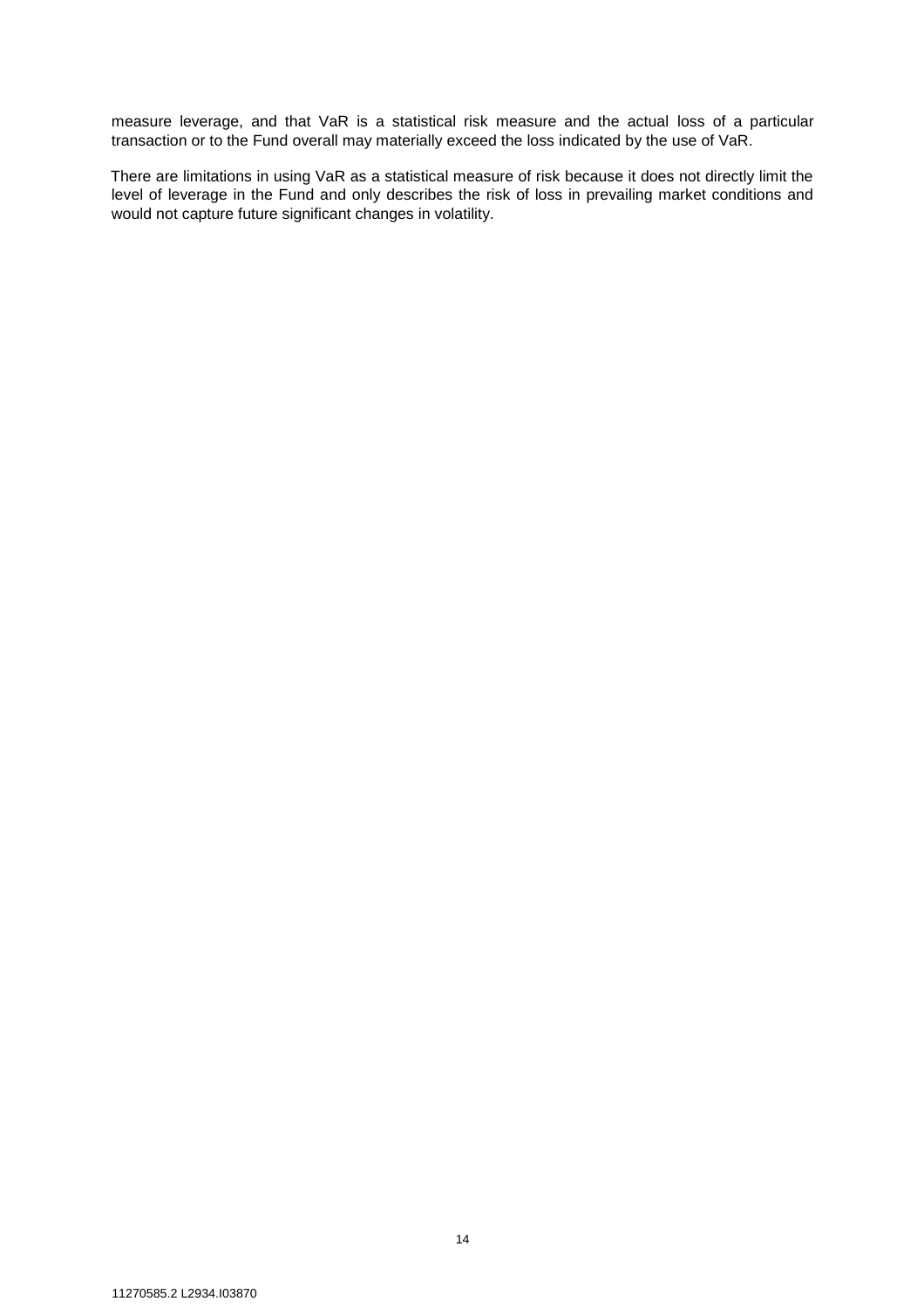measure leverage, and that VaR is a statistical risk measure and the actual loss of a particular transaction or to the Fund overall may materially exceed the loss indicated by the use of VaR.

There are limitations in using VaR as a statistical measure of risk because it does not directly limit the level of leverage in the Fund and only describes the risk of loss in prevailing market conditions and would not capture future significant changes in volatility.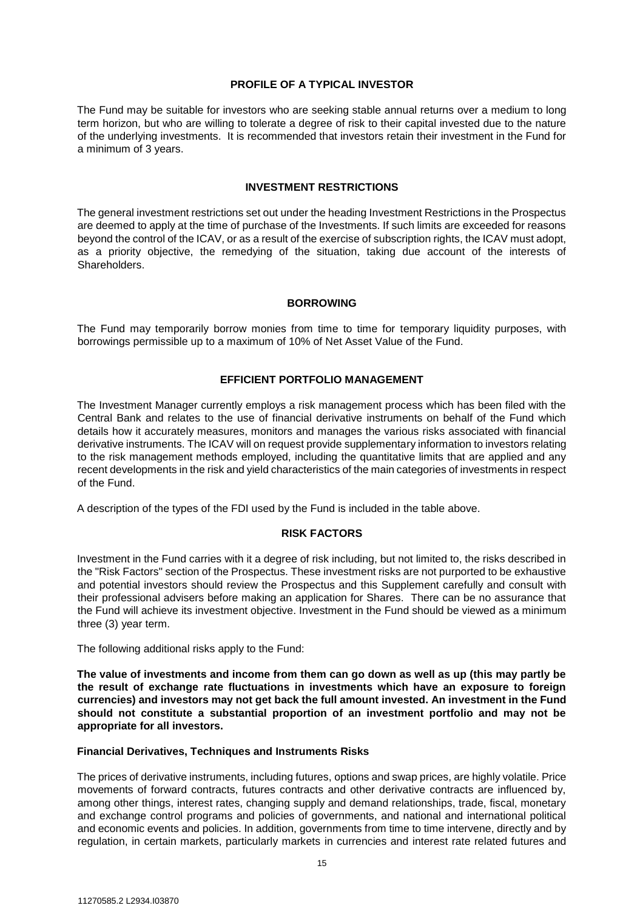## PROFILE OF A TYPICAL INVESTOR

The Fund may be suitable for investors who are seeking stable annual returns over a medium to long term horizon, but who are willing to tolerate a degree of risk to their capital invested due to the nature of the underlying investments. It is recommended that investors retain their investment in the Fund for a minimum of 3 years.

## INVESTMENT RESTRICTIONS

The general investment restrictions set out under the heading Investment Restrictions in the Prospectus are deemed to apply at the time of purchase of the Investments. If such limits are exceeded for reasons beyond the control of the ICAV, or as a result of the exercise of subscription rights, the ICAV must adopt, as a priority objective, the remedying of the situation, taking due account of the interests of Shareholders.

## BORROWING

The Fund may temporarily borrow monies from time to time for temporary liquidity purposes, with borrowings permissible up to a maximum of 10% of Net Asset Value of the Fund.

## EFFICIENT PORTFOLIO MANAGEMENT

The Investment Manager currently employs a risk management process which has been filed with the Central Bank and relates to the use of financial derivative instruments on behalf of the Fund which details how it accurately measures, monitors and manages the various risks associated with financial derivative instruments. The ICAV will on request provide supplementary information to investors relating to the risk management methods employed, including the quantitative limits that are applied and any recent developments in the risk and yield characteristics of the main categories of investments in respect of the Fund.

A description of the types of the FDI used by the Fund is included in the table above.

## RISK FACTORS

Investment in the Fund carries with it a degree of risk including, but not limited to, the risks described in the "Risk Factors" section of the Prospectus. These investment risks are not purported to be exhaustive and potential investors should review the Prospectus and this Supplement carefully and consult with their professional advisers before making an application for Shares. There can be no assurance that the Fund will achieve its investment objective. Investment in the Fund should be viewed as a minimum three (3) year term.

The following additional risks apply to the Fund:

**The value of investments and income from them can go down as well as up (this may partly be the result of exchange rate fluctuations in investments which have an exposure to foreign currencies) and investors may not get back the full amount invested. An investment in the Fund should not constitute a substantial proportion of an investment portfolio and may not be appropriate for all investors.**

### Financial Derivatives, Techniques and Instruments Risks

The prices of derivative instruments, including futures, options and swap prices, are highly volatile. Price movements of forward contracts, futures contracts and other derivative contracts are influenced by, among other things, interest rates, changing supply and demand relationships, trade, fiscal, monetary and exchange control programs and policies of governments, and national and international political and economic events and policies. In addition, governments from time to time intervene, directly and by regulation, in certain markets, particularly markets in currencies and interest rate related futures and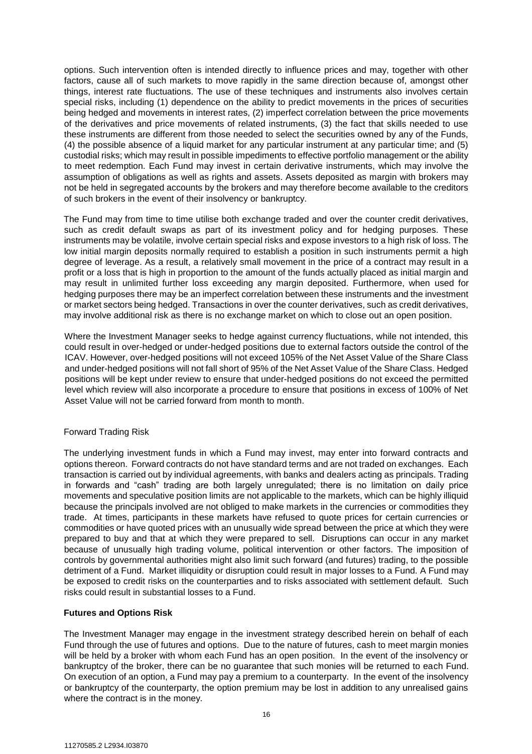options. Such intervention often is intended directly to influence prices and may, together with other factors, cause all of such markets to move rapidly in the same direction because of, amongst other things, interest rate fluctuations. The use of these techniques and instruments also involves certain special risks, including (1) dependence on the ability to predict movements in the prices of securities being hedged and movements in interest rates, (2) imperfect correlation between the price movements of the derivatives and price movements of related instruments, (3) the fact that skills needed to use these instruments are different from those needed to select the securities owned by any of the Funds, (4) the possible absence of a liquid market for any particular instrument at any particular time; and (5) custodial risks; which may result in possible impediments to effective portfolio management or the ability to meet redemption. Each Fund may invest in certain derivative instruments, which may involve the assumption of obligations as well as rights and assets. Assets deposited as margin with brokers may not be held in segregated accounts by the brokers and may therefore become available to the creditors of such brokers in the event of their insolvency or bankruptcy.

The Fund may from time to time utilise both exchange traded and over the counter credit derivatives, such as credit default swaps as part of its investment policy and for hedging purposes. These instruments may be volatile, involve certain special risks and expose investors to a high risk of loss. The low initial margin deposits normally required to establish a position in such instruments permit a high degree of leverage. As a result, a relatively small movement in the price of a contract may result in a profit or a loss that is high in proportion to the amount of the funds actually placed as initial margin and may result in unlimited further loss exceeding any margin deposited. Furthermore, when used for hedging purposes there may be an imperfect correlation between these instruments and the investment or market sectors being hedged. Transactions in over the counter derivatives, such as credit derivatives, may involve additional risk as there is no exchange market on which to close out an open position.

Where the Investment Manager seeks to hedge against currency fluctuations, while not intended, this could result in over-hedged or under-hedged positions due to external factors outside the control of the ICAV. However, over-hedged positions will not exceed 105% of the Net Asset Value of the Share Class and under-hedged positions will not fall short of 95% of the Net Asset Value of the Share Class. Hedged positions will be kept under review to ensure that under-hedged positions do not exceed the permitted level which review will also incorporate a procedure to ensure that positions in excess of 100% of Net Asset Value will not be carried forward from month to month.

Forward Trading Risk

The underlying investment funds in which a Fund may invest, may enter into forward contracts and options thereon. Forward contracts do not have standard terms and are not traded on exchanges. Each transaction is carried out by individual agreements, with banks and dealers acting as principals. Trading in forwards and "cash" trading are both largely unregulated; there is no limitation on daily price movements and speculative position limits are not applicable to the markets, which can be highly illiquid because the principals involved are not obliged to make markets in the currencies or commodities they trade. At times, participants in these markets have refused to quote prices for certain currencies or commodities or have quoted prices with an unusually wide spread between the price at which they were prepared to buy and that at which they were prepared to sell. Disruptions can occur in any market because of unusually high trading volume, political intervention or other factors. The imposition of controls by governmental authorities might also limit such forward (and futures) trading, to the possible detriment of a Fund. Market illiquidity or disruption could result in major losses to a Fund. A Fund may be exposed to credit risks on the counterparties and to risks associated with settlement default. Such risks could result in substantial losses to a Fund.

**Futures and Options Risk**

The Investment Manager may engage in the investment strategy described herein on behalf of each Fund through the use of futures and options. Due to the nature of futures, cash to meet margin monies will be held by a broker with whom each Fund has an open position. In the event of the insolvency or bankruptcy of the broker, there can be no guarantee that such monies will be returned to each Fund. On execution of an option, a Fund may pay a premium to a counterparty. In the event of the insolvency or bankruptcy of the counterparty, the option premium may be lost in addition to any unrealised gains where the contract is in the money.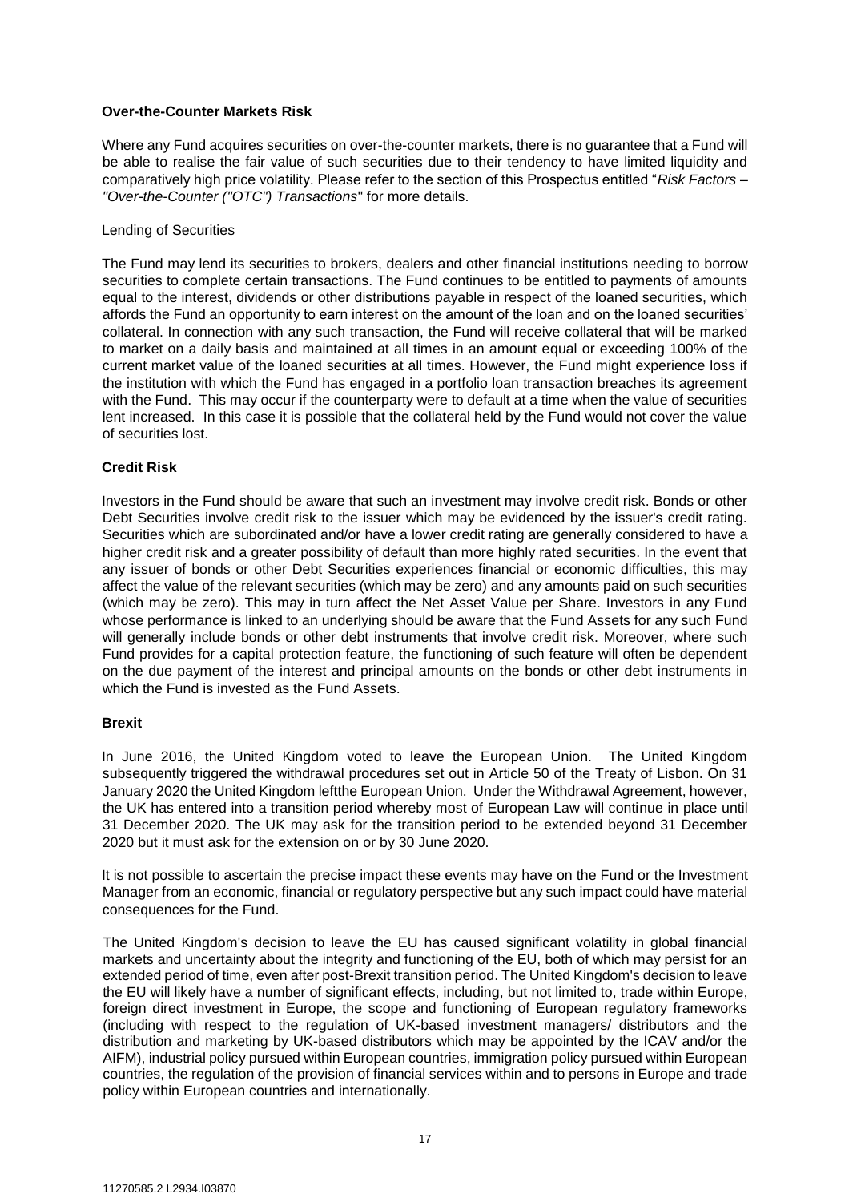**Over-the-Counter Markets Risk**

Where any Fund acquires securities on over-the-counter markets, there is no guarantee that a Fund will be able to realise the fair value of such securities due to their tendency to have limited liquidity and comparatively high price volatility. Please refer to the section of this Prospectus entitled "*Risk Factors – "Over-the-Counter ("OTC") Transactions*" for more details.

Lending of Securities

The Fund may lend its securities to brokers, dealers and other financial institutions needing to borrow securities to complete certain transactions. The Fund continues to be entitled to payments of amounts equal to the interest, dividends or other distributions payable in respect of the loaned securities, which affords the Fund an opportunity to earn interest on the amount of the loan and on the loaned securities' collateral. In connection with any such transaction, the Fund will receive collateral that will be marked to market on a daily basis and maintained at all times in an amount equal or exceeding 100% of the current market value of the loaned securities at all times. However, the Fund might experience loss if the institution with which the Fund has engaged in a portfolio loan transaction breaches its agreement with the Fund. This may occur if the counterparty were to default at a time when the value of securities lent increased. In this case it is possible that the collateral held by the Fund would not cover the value of securities lost.

**Credit Risk**

Investors in the Fund should be aware that such an investment may involve credit risk. Bonds or other Debt Securities involve credit risk to the issuer which may be evidenced by the issuer's credit rating. Securities which are subordinated and/or have a lower credit rating are generally considered to have a higher credit risk and a greater possibility of default than more highly rated securities. In the event that any issuer of bonds or other Debt Securities experiences financial or economic difficulties, this may affect the value of the relevant securities (which may be zero) and any amounts paid on such securities (which may be zero). This may in turn affect the Net Asset Value per Share. Investors in any Fund whose performance is linked to an underlying should be aware that the Fund Assets for any such Fund will generally include bonds or other debt instruments that involve credit risk. Moreover, where such Fund provides for a capital protection feature, the functioning of such feature will often be dependent on the due payment of the interest and principal amounts on the bonds or other debt instruments in which the Fund is invested as the Fund Assets.

**Brexit**

In June 2016, the United Kingdom voted to leave the European Union. The United Kingdom subsequently triggered the withdrawal procedures set out in Article 50 of the Treaty of Lisbon. On 31 January 2020 the United Kingdom leftthe European Union. Under the Withdrawal Agreement, however, the UK has entered into a transition period whereby most of European Law will continue in place until 31 December 2020. The UK may ask for the transition period to be extended beyond 31 December 2020 but it must ask for the extension on or by 30 June 2020.

It is not possible to ascertain the precise impact these events may have on the Fund or the Investment Manager from an economic, financial or regulatory perspective but any such impact could have material consequences for the Fund.

The United Kingdom's decision to leave the EU has caused significant volatility in global financial markets and uncertainty about the integrity and functioning of the EU, both of which may persist for an extended period of time, even after post-Brexit transition period. The United Kingdom's decision to leave the EU will likely have a number of significant effects, including, but not limited to, trade within Europe, foreign direct investment in Europe, the scope and functioning of European regulatory frameworks (including with respect to the regulation of UK-based investment managers/ distributors and the distribution and marketing by UK-based distributors which may be appointed by the ICAV and/or the AIFM), industrial policy pursued within European countries, immigration policy pursued within European countries, the regulation of the provision of financial services within and to persons in Europe and trade policy within European countries and internationally.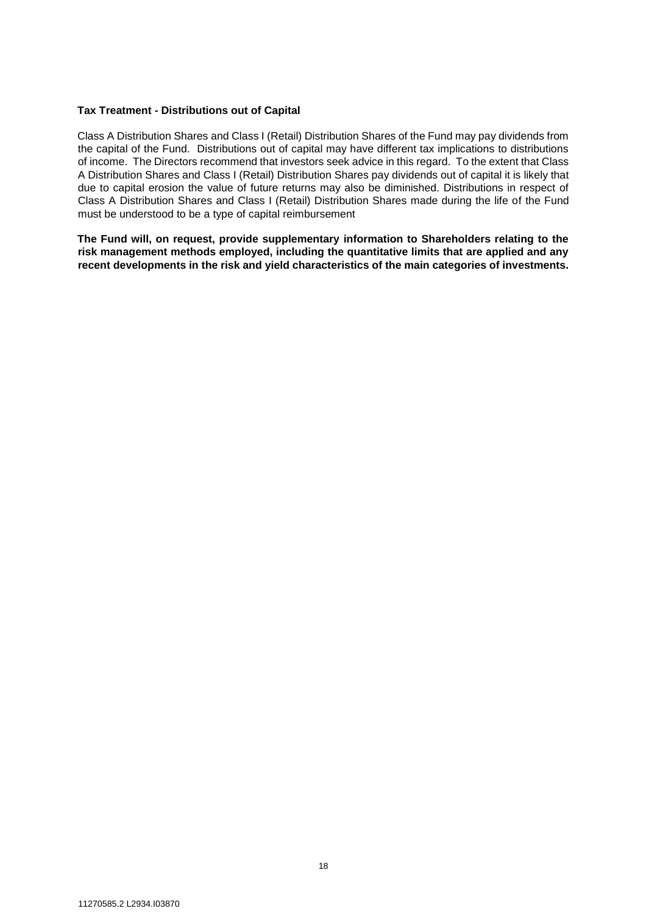**Tax Treatment - Distributions out of Capital**

Class A Distribution Shares and Class I (Retail) Distribution Shares of the Fund may pay dividends from the capital of the Fund. Distributions out of capital may have different tax implications to distributions of income. The Directors recommend that investors seek advice in this regard. To the extent that Class A Distribution Shares and Class I (Retail) Distribution Shares pay dividends out of capital it is likely that due to capital erosion the value of future returns may also be diminished. Distributions in respect of Class A Distribution Shares and Class I (Retail) Distribution Shares made during the life of the Fund must be understood to be a type of capital reimbursement

**The Fund will, on request, provide supplementary information to Shareholders relating to the risk management methods employed, including the quantitative limits that are applied and any recent developments in the risk and yield characteristics of the main categories of investments.**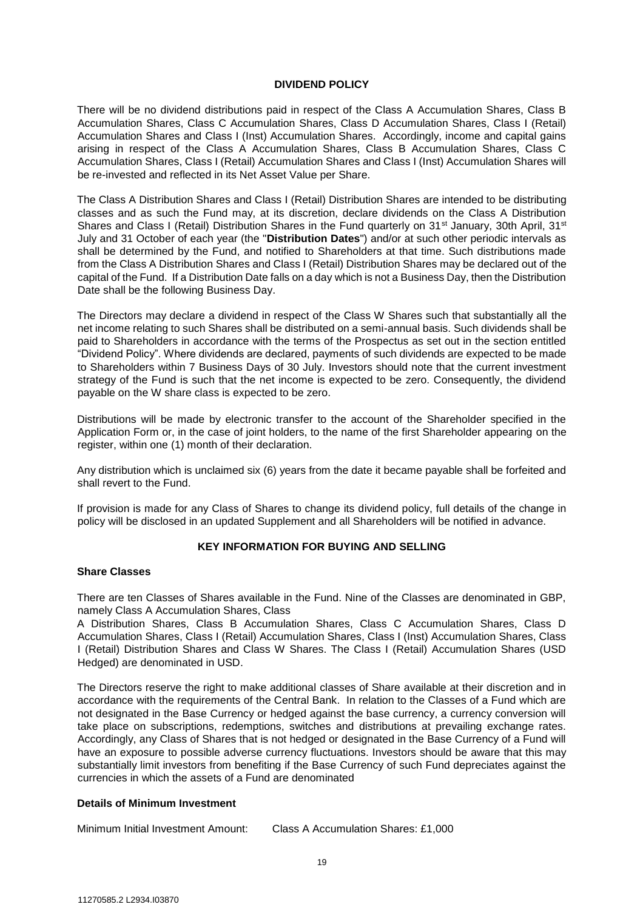## DIVIDEND POLICY

There will be no dividend distributions paid in respect of the Class A Accumulation Shares, Class B Accumulation Shares, Class C Accumulation Shares, Class D Accumulation Shares, Class I (Retail) Accumulation Shares and Class I (Inst) Accumulation Shares. Accordingly, income and capital gains arising in respect of the Class A Accumulation Shares, Class B Accumulation Shares, Class C Accumulation Shares, Class I (Retail) Accumulation Shares and Class I (Inst) Accumulation Shares will be re-invested and reflected in its Net Asset Value per Share.

The Class A Distribution Shares and Class I (Retail) Distribution Shares are intended to be distributing classes and as such the Fund may, at its discretion, declare dividends on the Class A Distribution Shares and Class I (Retail) Distribution Shares in the Fund quarterly on 31st January, 30th April, 31st July and 31 October of each year (the "**Distribution Dates**") and/or at such other periodic intervals as shall be determined by the Fund, and notified to Shareholders at that time. Such distributions made from the Class A Distribution Shares and Class I (Retail) Distribution Shares may be declared out of the capital of the Fund. If a Distribution Date falls on a day which is not a Business Day, then the Distribution Date shall be the following Business Day.

The Directors may declare a dividend in respect of the Class W Shares such that substantially all the net income relating to such Shares shall be distributed on a semi-annual basis. Such dividends shall be paid to Shareholders in accordance with the terms of the Prospectus as set out in the section entitled "Dividend Policy". Where dividends are declared, payments of such dividends are expected to be made to Shareholders within 7 Business Days of 30 July. Investors should note that the current investment strategy of the Fund is such that the net income is expected to be zero. Consequently, the dividend payable on the W share class is expected to be zero.

Distributions will be made by electronic transfer to the account of the Shareholder specified in the Application Form or, in the case of joint holders, to the name of the first Shareholder appearing on the register, within one (1) month of their declaration.

Any distribution which is unclaimed six (6) years from the date it became payable shall be forfeited and shall revert to the Fund.

If provision is made for any Class of Shares to change its dividend policy, full details of the change in policy will be disclosed in an updated Supplement and all Shareholders will be notified in advance.

## KEY INFORMATION FOR BUYING AND SELLING

### Share Classes

There are ten Classes of Shares available in the Fund. Nine of the Classes are denominated in GBP, namely Class A Accumulation Shares, Class A Distribution Shares, Class B Accumulation Shares, Class C Accumulation Shares, Class D Accumulation Shares, Class I (Retail) Accumulation Shares, Class I (Inst) Accumulation Shares, Class I (Retail) Distribution Shares and Class W Shares. The Class I (Retail) Accumulation Shares (USD Hedged) are denominated in USD.

The Directors reserve the right to make additional classes of Share available at their discretion and in accordance with the requirements of the Central Bank. In relation to the Classes of a Fund which are not designated in the Base Currency or hedged against the base currency, a currency conversion will take place on subscriptions, redemptions, switches and distributions at prevailing exchange rates. Accordingly, any Class of Shares that is not hedged or designated in the Base Currency of a Fund will have an exposure to possible adverse currency fluctuations. Investors should be aware that this may substantially limit investors from benefiting if the Base Currency of such Fund depreciates against the currencies in which the assets of a Fund are denominated

### Details of Minimum Investment

Minimum Initial Investment Amount: Class A Accumulation Shares: £1,000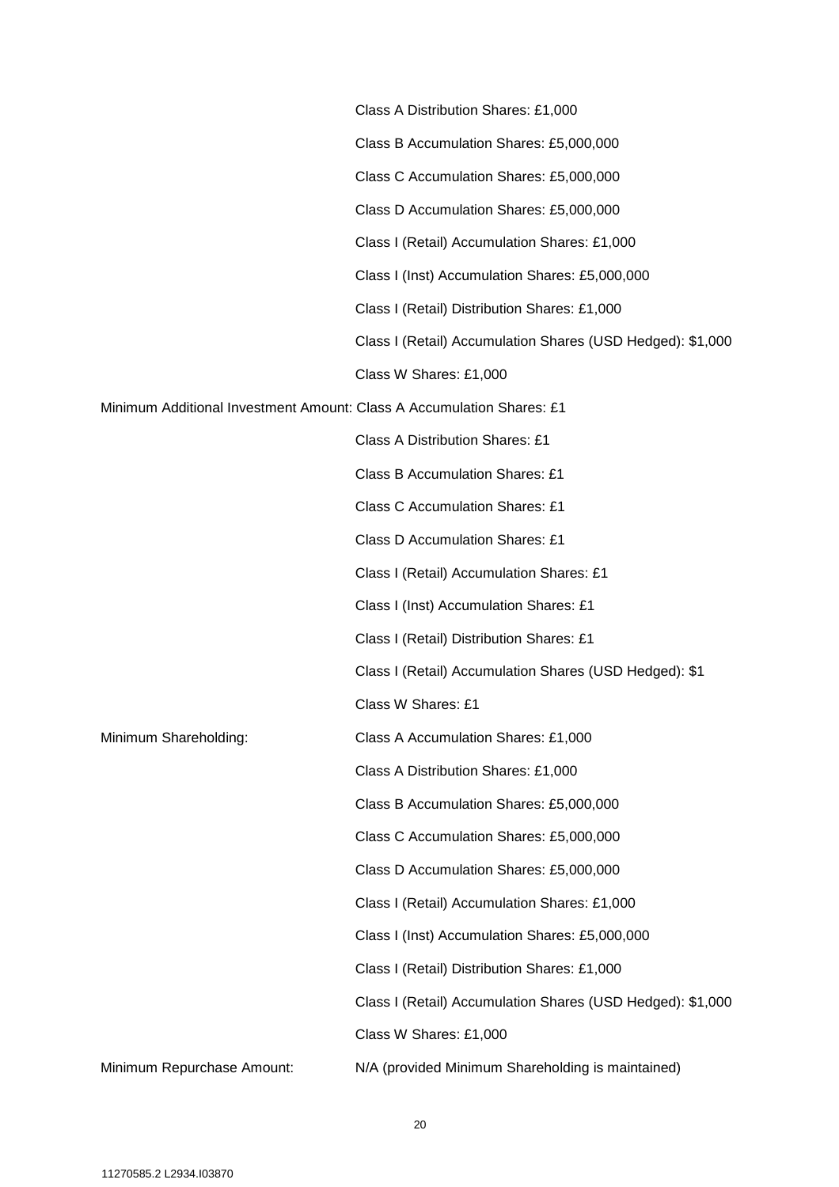| | |
|---|---|
| | Class A Distribution Shares: £1,000 |
| | Class B Accumulation Shares: £5,000,000 |
| | Class C Accumulation Shares: £5,000,000 |
| | Class D Accumulation Shares: £5,000,000 |
| | Class I (Retail) Accumulation Shares: £1,000 |
| | Class I (Inst) Accumulation Shares: £5,000,000 |
| | Class I (Retail) Distribution Shares: £1,000 |
| | Class I (Retail) Accumulation Shares (USD Hedged): $1,000 |
| | Class W Shares: £1,000 |
| Minimum Additional Investment Amount: | Class A Accumulation Shares: £1 |
| | Class A Distribution Shares: £1 |
| | Class B Accumulation Shares: £1 |
| | Class C Accumulation Shares: £1 |
| | Class D Accumulation Shares: £1 |
| | Class I (Retail) Accumulation Shares: £1 |
| | Class I (Inst) Accumulation Shares: £1 |
| | Class I (Retail) Distribution Shares: £1 |
| | Class I (Retail) Accumulation Shares (USD Hedged): $1 |
| | Class W Shares: £1 |
| Minimum Shareholding: | Class A Accumulation Shares: £1,000 |
| | Class A Distribution Shares: £1,000 |
| | Class B Accumulation Shares: £5,000,000 |
| | Class C Accumulation Shares: £5,000,000 |
| | Class D Accumulation Shares: £5,000,000 |
| | Class I (Retail) Accumulation Shares: £1,000 |
| | Class I (Inst) Accumulation Shares: £5,000,000 |
| | Class I (Retail) Distribution Shares: £1,000 |
| | Class I (Retail) Accumulation Shares (USD Hedged): $1,000 |
| | Class W Shares: £1,000 |
| Minimum Repurchase Amount: | N/A (provided Minimum Shareholding is maintained) |

11270585.2 L2934.I03870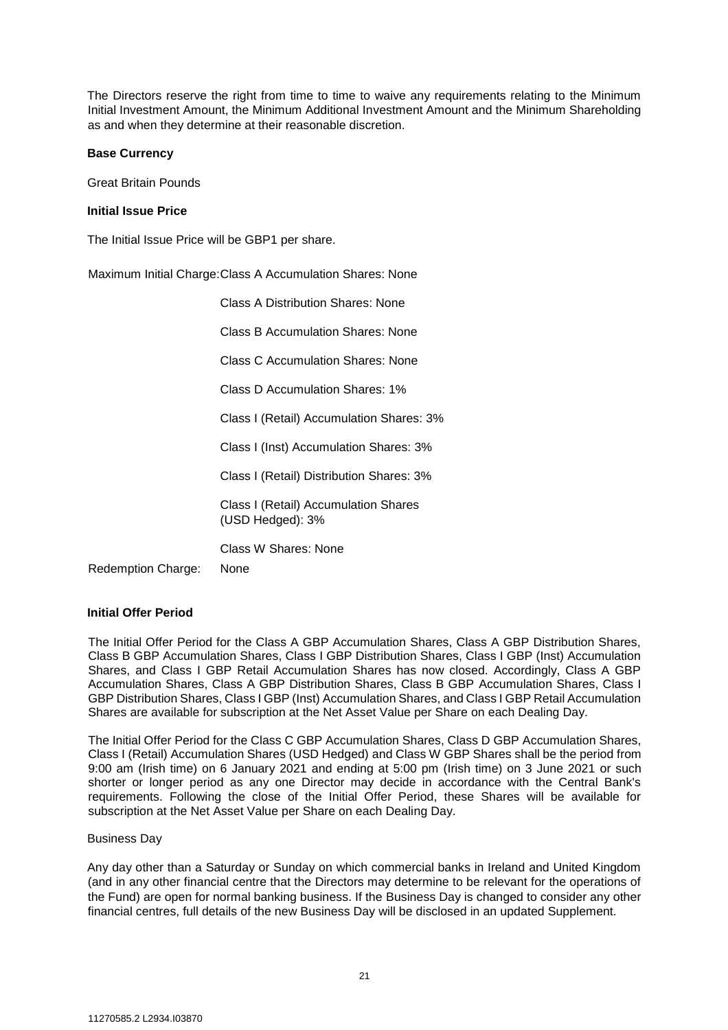The Directors reserve the right from time to time to waive any requirements relating to the Minimum Initial Investment Amount, the Minimum Additional Investment Amount and the Minimum Shareholding as and when they determine at their reasonable discretion.

**Base Currency**

Great Britain Pounds

**Initial Issue Price**

The Initial Issue Price will be GBP1 per share.

| | |
|---|---|
| Maximum Initial Charge: | Class A Accumulation Shares: None |
| | Class A Distribution Shares: None |
| | Class B Accumulation Shares: None |
| | Class C Accumulation Shares: None |
| | Class D Accumulation Shares: 1% |
| | Class I (Retail) Accumulation Shares: 3% |
| | Class I (Inst) Accumulation Shares: 3% |
| | Class I (Retail) Distribution Shares: 3% |
| | Class I (Retail) Accumulation Shares (USD Hedged): 3% |
| | Class W Shares: None |
| Redemption Charge: | None |

**Initial Offer Period**

The Initial Offer Period for the Class A GBP Accumulation Shares, Class A GBP Distribution Shares, Class B GBP Accumulation Shares, Class I GBP Distribution Shares, Class I GBP (Inst) Accumulation Shares, and Class I GBP Retail Accumulation Shares has now closed. Accordingly, Class A GBP Accumulation Shares, Class A GBP Distribution Shares, Class B GBP Accumulation Shares, Class I GBP Distribution Shares, Class I GBP (Inst) Accumulation Shares, and Class I GBP Retail Accumulation Shares are available for subscription at the Net Asset Value per Share on each Dealing Day.

The Initial Offer Period for the Class C GBP Accumulation Shares, Class D GBP Accumulation Shares, Class I (Retail) Accumulation Shares (USD Hedged) and Class W GBP Shares shall be the period from 9:00 am (Irish time) on 6 January 2021 and ending at 5:00 pm (Irish time) on 3 June 2021 or such shorter or longer period as any one Director may decide in accordance with the Central Bank's requirements. Following the close of the Initial Offer Period, these Shares will be available for subscription at the Net Asset Value per Share on each Dealing Day.

Business Day

Any day other than a Saturday or Sunday on which commercial banks in Ireland and United Kingdom (and in any other financial centre that the Directors may determine to be relevant for the operations of the Fund) are open for normal banking business. If the Business Day is changed to consider any other financial centres, full details of the new Business Day will be disclosed in an updated Supplement.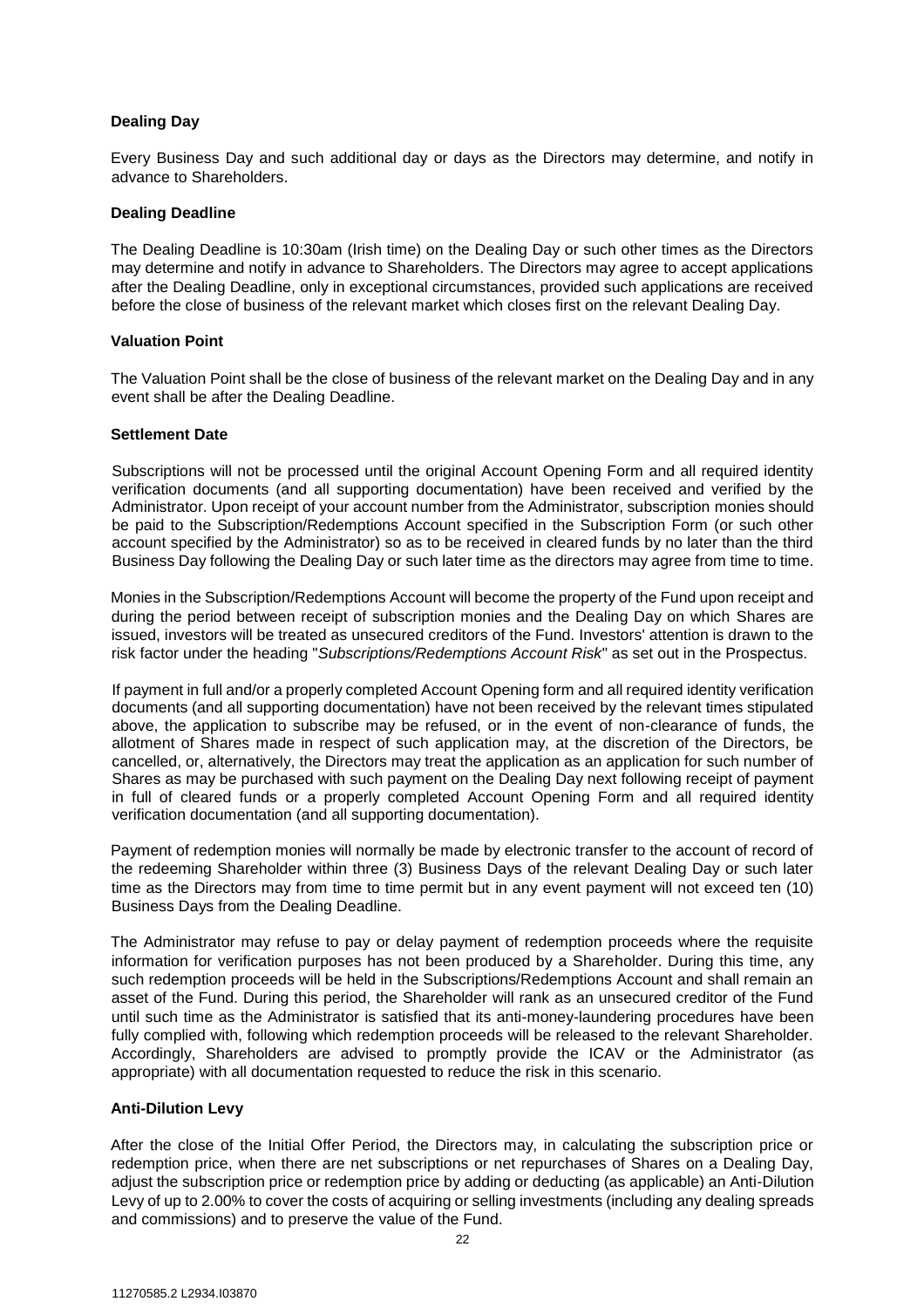**Dealing Day**

Every Business Day and such additional day or days as the Directors may determine, and notify in advance to Shareholders.

**Dealing Deadline**

The Dealing Deadline is 10:30am (Irish time) on the Dealing Day or such other times as the Directors may determine and notify in advance to Shareholders. The Directors may agree to accept applications after the Dealing Deadline, only in exceptional circumstances, provided such applications are received before the close of business of the relevant market which closes first on the relevant Dealing Day.

**Valuation Point**

The Valuation Point shall be the close of business of the relevant market on the Dealing Day and in any event shall be after the Dealing Deadline.

**Settlement Date**

Subscriptions will not be processed until the original Account Opening Form and all required identity verification documents (and all supporting documentation) have been received and verified by the Administrator. Upon receipt of your account number from the Administrator, subscription monies should be paid to the Subscription/Redemptions Account specified in the Subscription Form (or such other account specified by the Administrator) so as to be received in cleared funds by no later than the third Business Day following the Dealing Day or such later time as the directors may agree from time to time.

Monies in the Subscription/Redemptions Account will become the property of the Fund upon receipt and during the period between receipt of subscription monies and the Dealing Day on which Shares are issued, investors will be treated as unsecured creditors of the Fund. Investors' attention is drawn to the risk factor under the heading "*Subscriptions/Redemptions Account Risk*" as set out in the Prospectus.

If payment in full and/or a properly completed Account Opening form and all required identity verification documents (and all supporting documentation) have not been received by the relevant times stipulated above, the application to subscribe may be refused, or in the event of non-clearance of funds, the allotment of Shares made in respect of such application may, at the discretion of the Directors, be cancelled, or, alternatively, the Directors may treat the application as an application for such number of Shares as may be purchased with such payment on the Dealing Day next following receipt of payment in full of cleared funds or a properly completed Account Opening Form and all required identity verification documentation (and all supporting documentation).

Payment of redemption monies will normally be made by electronic transfer to the account of record of the redeeming Shareholder within three (3) Business Days of the relevant Dealing Day or such later time as the Directors may from time to time permit but in any event payment will not exceed ten (10) Business Days from the Dealing Deadline.

The Administrator may refuse to pay or delay payment of redemption proceeds where the requisite information for verification purposes has not been produced by a Shareholder. During this time, any such redemption proceeds will be held in the Subscriptions/Redemptions Account and shall remain an asset of the Fund. During this period, the Shareholder will rank as an unsecured creditor of the Fund until such time as the Administrator is satisfied that its anti-money-laundering procedures have been fully complied with, following which redemption proceeds will be released to the relevant Shareholder. Accordingly, Shareholders are advised to promptly provide the ICAV or the Administrator (as appropriate) with all documentation requested to reduce the risk in this scenario.

**Anti-Dilution Levy**

After the close of the Initial Offer Period, the Directors may, in calculating the subscription price or redemption price, when there are net subscriptions or net repurchases of Shares on a Dealing Day, adjust the subscription price or redemption price by adding or deducting (as applicable) an Anti-Dilution Levy of up to 2.00% to cover the costs of acquiring or selling investments (including any dealing spreads and commissions) and to preserve the value of the Fund.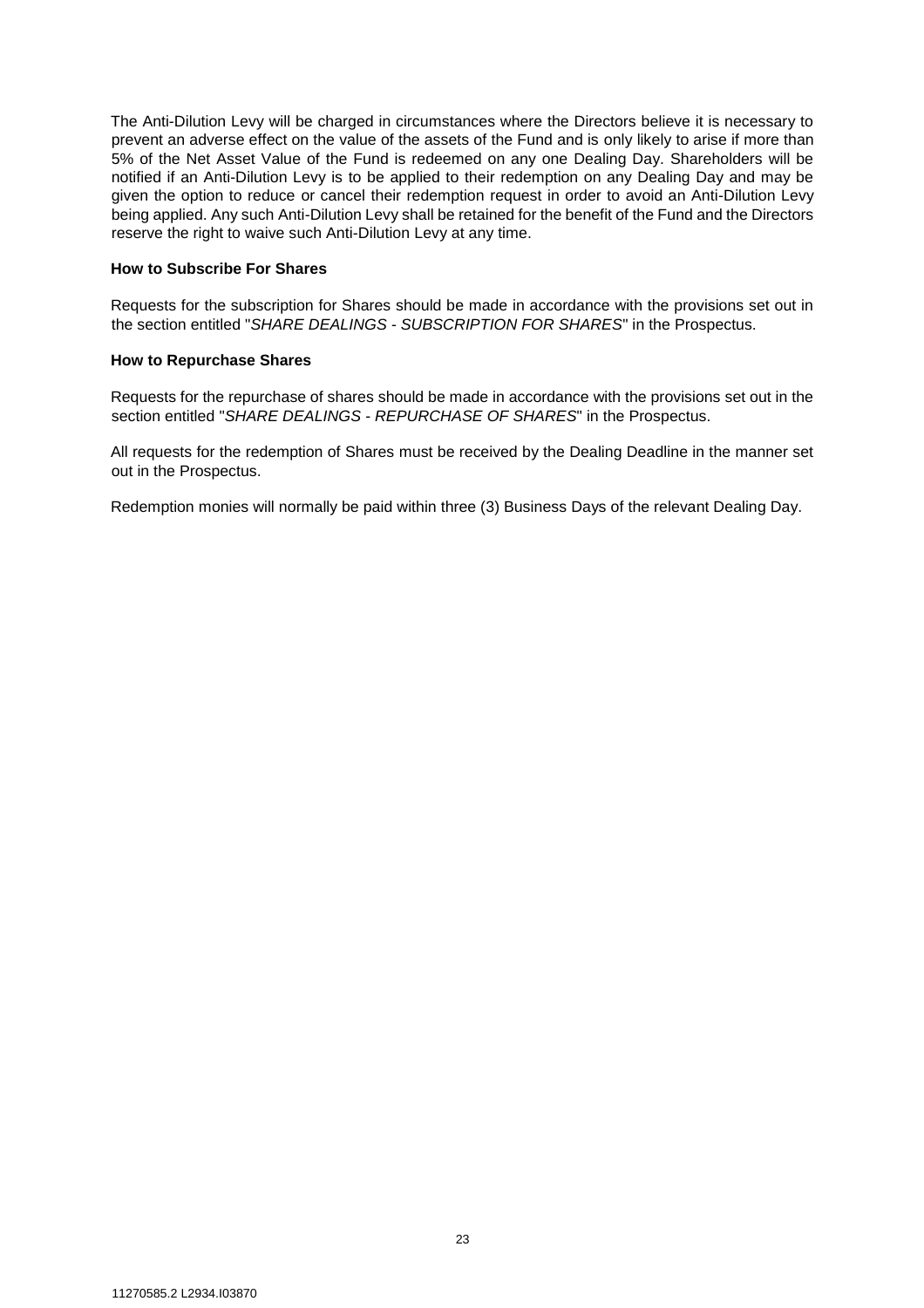The Anti-Dilution Levy will be charged in circumstances where the Directors believe it is necessary to prevent an adverse effect on the value of the assets of the Fund and is only likely to arise if more than 5% of the Net Asset Value of the Fund is redeemed on any one Dealing Day. Shareholders will be notified if an Anti-Dilution Levy is to be applied to their redemption on any Dealing Day and may be given the option to reduce or cancel their redemption request in order to avoid an Anti-Dilution Levy being applied. Any such Anti-Dilution Levy shall be retained for the benefit of the Fund and the Directors reserve the right to waive such Anti-Dilution Levy at any time.

**How to Subscribe For Shares**

Requests for the subscription for Shares should be made in accordance with the provisions set out in the section entitled "*SHARE DEALINGS - SUBSCRIPTION FOR SHARES*" in the Prospectus.

**How to Repurchase Shares**

Requests for the repurchase of shares should be made in accordance with the provisions set out in the section entitled "*SHARE DEALINGS - REPURCHASE OF SHARES*" in the Prospectus.

All requests for the redemption of Shares must be received by the Dealing Deadline in the manner set out in the Prospectus.

Redemption monies will normally be paid within three (3) Business Days of the relevant Dealing Day.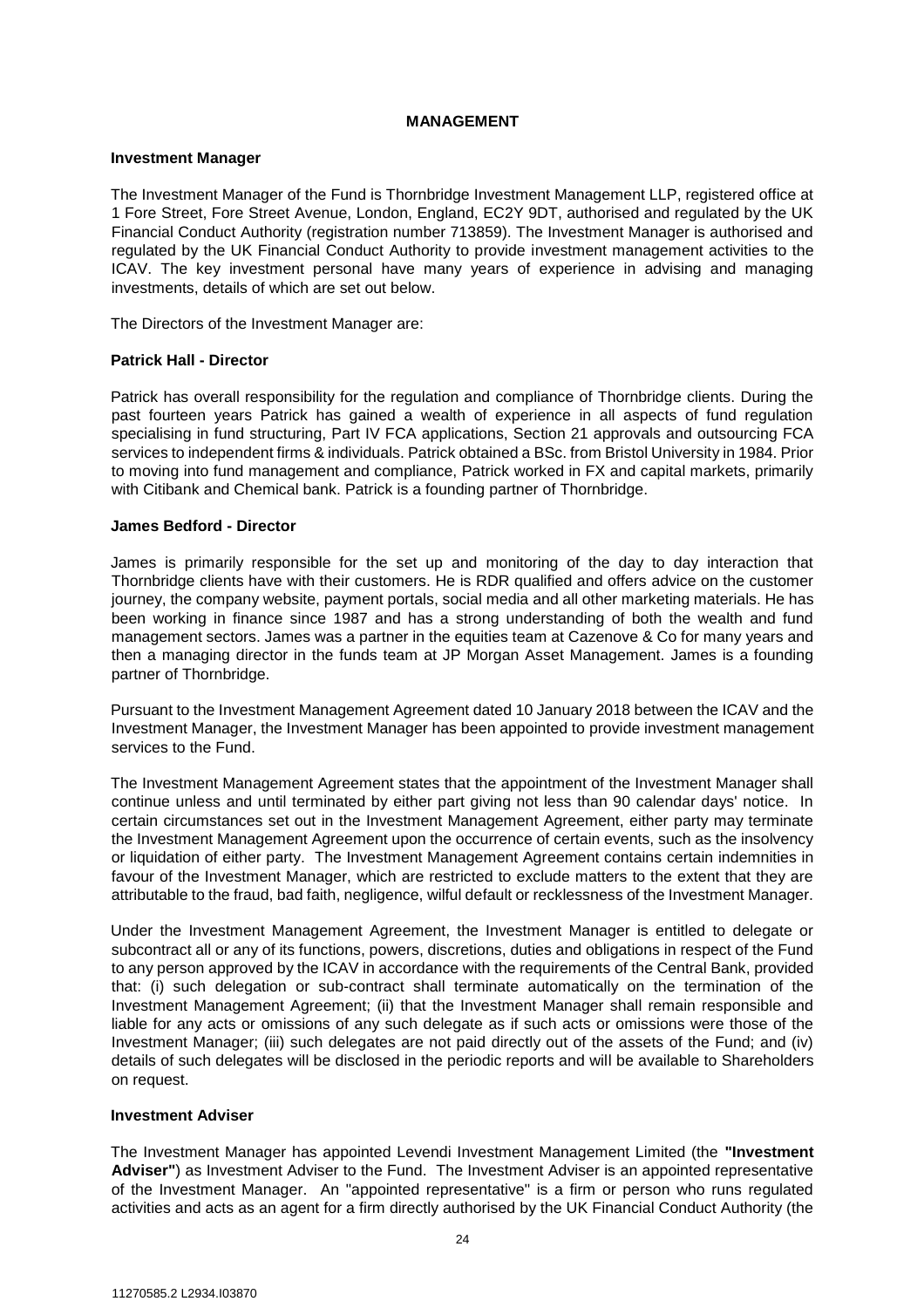## MANAGEMENT

### Investment Manager

The Investment Manager of the Fund is Thornbridge Investment Management LLP, registered office at 1 Fore Street, Fore Street Avenue, London, England, EC2Y 9DT, authorised and regulated by the UK Financial Conduct Authority (registration number 713859). The Investment Manager is authorised and regulated by the UK Financial Conduct Authority to provide investment management activities to the ICAV. The key investment personal have many years of experience in advising and managing investments, details of which are set out below.

The Directors of the Investment Manager are:

**Patrick Hall - Director**

Patrick has overall responsibility for the regulation and compliance of Thornbridge clients. During the past fourteen years Patrick has gained a wealth of experience in all aspects of fund regulation specialising in fund structuring, Part IV FCA applications, Section 21 approvals and outsourcing FCA services to independent firms & individuals. Patrick obtained a BSc. from Bristol University in 1984. Prior to moving into fund management and compliance, Patrick worked in FX and capital markets, primarily with Citibank and Chemical bank. Patrick is a founding partner of Thornbridge.

**James Bedford - Director**

James is primarily responsible for the set up and monitoring of the day to day interaction that Thornbridge clients have with their customers. He is RDR qualified and offers advice on the customer journey, the company website, payment portals, social media and all other marketing materials. He has been working in finance since 1987 and has a strong understanding of both the wealth and fund management sectors. James was a partner in the equities team at Cazenove & Co for many years and then a managing director in the funds team at JP Morgan Asset Management. James is a founding partner of Thornbridge.

Pursuant to the Investment Management Agreement dated 10 January 2018 between the ICAV and the Investment Manager, the Investment Manager has been appointed to provide investment management services to the Fund.

The Investment Management Agreement states that the appointment of the Investment Manager shall continue unless and until terminated by either part giving not less than 90 calendar days' notice. In certain circumstances set out in the Investment Management Agreement, either party may terminate the Investment Management Agreement upon the occurrence of certain events, such as the insolvency or liquidation of either party. The Investment Management Agreement contains certain indemnities in favour of the Investment Manager, which are restricted to exclude matters to the extent that they are attributable to the fraud, bad faith, negligence, wilful default or recklessness of the Investment Manager.

Under the Investment Management Agreement, the Investment Manager is entitled to delegate or subcontract all or any of its functions, powers, discretions, duties and obligations in respect of the Fund to any person approved by the ICAV in accordance with the requirements of the Central Bank, provided that: (i) such delegation or sub-contract shall terminate automatically on the termination of the Investment Management Agreement; (ii) that the Investment Manager shall remain responsible and liable for any acts or omissions of any such delegate as if such acts or omissions were those of the Investment Manager; (iii) such delegates are not paid directly out of the assets of the Fund; and (iv) details of such delegates will be disclosed in the periodic reports and will be available to Shareholders on request.

### Investment Adviser

The Investment Manager has appointed Levendi Investment Management Limited (the **"Investment Adviser"**) as Investment Adviser to the Fund. The Investment Adviser is an appointed representative of the Investment Manager. An "appointed representative" is a firm or person who runs regulated activities and acts as an agent for a firm directly authorised by the UK Financial Conduct Authority (the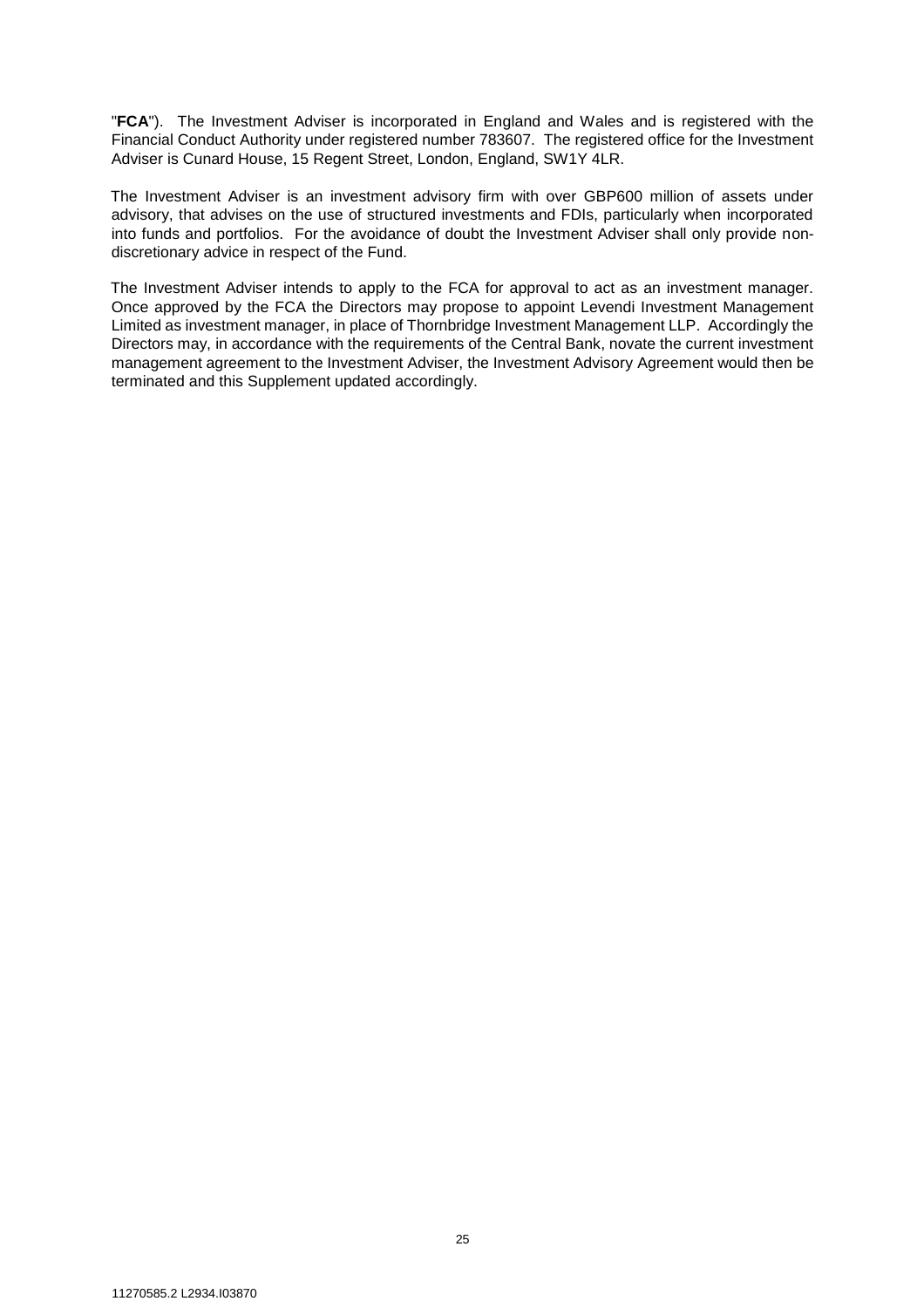"**FCA**"). The Investment Adviser is incorporated in England and Wales and is registered with the Financial Conduct Authority under registered number 783607. The registered office for the Investment Adviser is Cunard House, 15 Regent Street, London, England, SW1Y 4LR.

The Investment Adviser is an investment advisory firm with over GBP600 million of assets under advisory, that advises on the use of structured investments and FDIs, particularly when incorporated into funds and portfolios. For the avoidance of doubt the Investment Adviser shall only provide non-discretionary advice in respect of the Fund.

The Investment Adviser intends to apply to the FCA for approval to act as an investment manager. Once approved by the FCA the Directors may propose to appoint Levendi Investment Management Limited as investment manager, in place of Thornbridge Investment Management LLP. Accordingly the Directors may, in accordance with the requirements of the Central Bank, novate the current investment management agreement to the Investment Adviser, the Investment Advisory Agreement would then be terminated and this Supplement updated accordingly.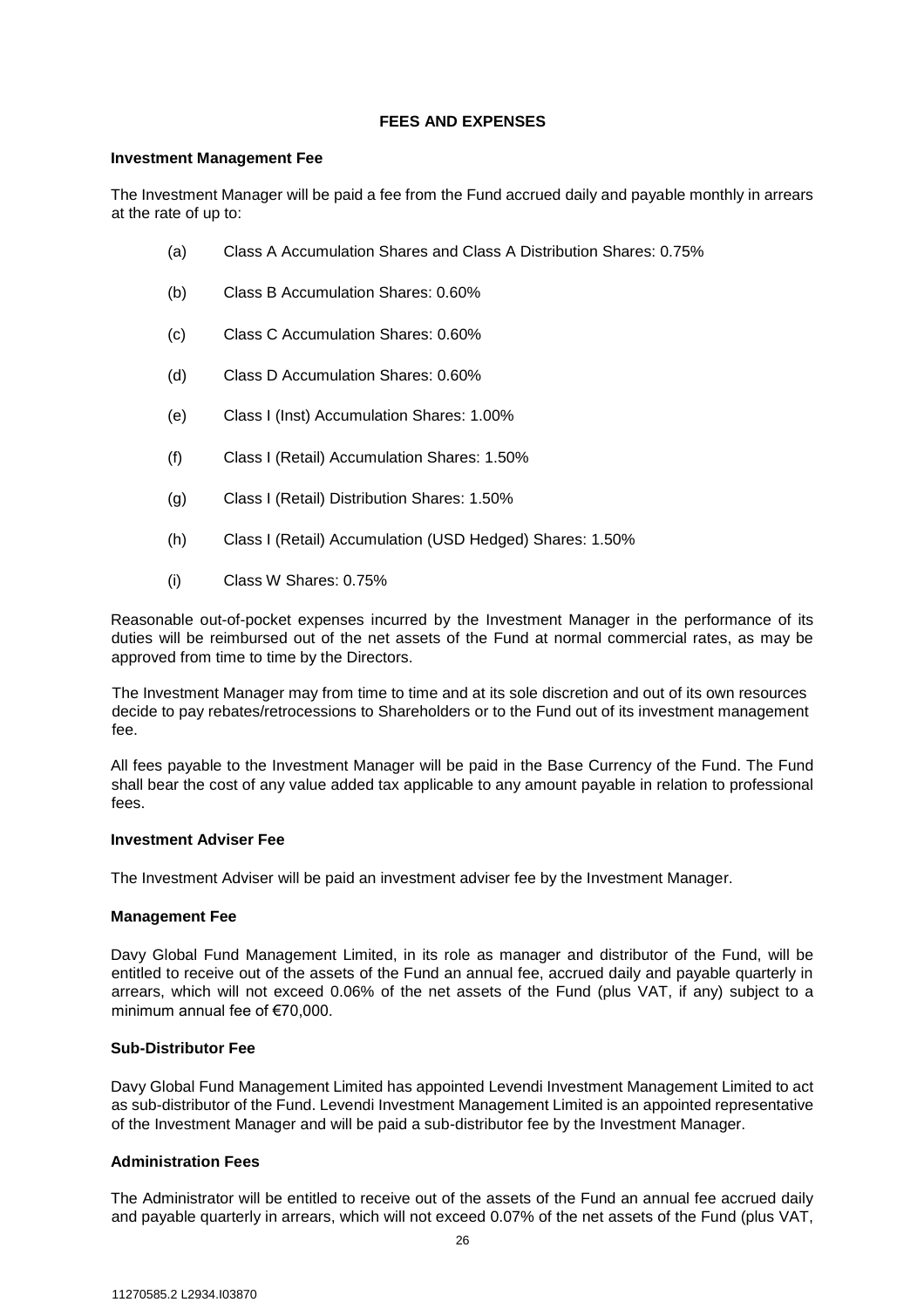## FEES AND EXPENSES

### Investment Management Fee

The Investment Manager will be paid a fee from the Fund accrued daily and payable monthly in arrears at the rate of up to:

(a) Class A Accumulation Shares and Class A Distribution Shares: 0.75%

(b) Class B Accumulation Shares: 0.60%

(c) Class C Accumulation Shares: 0.60%

(d) Class D Accumulation Shares: 0.60%

(e) Class I (Inst) Accumulation Shares: 1.00%

(f) Class I (Retail) Accumulation Shares: 1.50%

(g) Class I (Retail) Distribution Shares: 1.50%

(h) Class I (Retail) Accumulation (USD Hedged) Shares: 1.50%

(i) Class W Shares: 0.75%

Reasonable out-of-pocket expenses incurred by the Investment Manager in the performance of its duties will be reimbursed out of the net assets of the Fund at normal commercial rates, as may be approved from time to time by the Directors.

The Investment Manager may from time to time and at its sole discretion and out of its own resources decide to pay rebates/retrocessions to Shareholders or to the Fund out of its investment management fee.

All fees payable to the Investment Manager will be paid in the Base Currency of the Fund. The Fund shall bear the cost of any value added tax applicable to any amount payable in relation to professional fees.

### Investment Adviser Fee

The Investment Adviser will be paid an investment adviser fee by the Investment Manager.

### Management Fee

Davy Global Fund Management Limited, in its role as manager and distributor of the Fund, will be entitled to receive out of the assets of the Fund an annual fee, accrued daily and payable quarterly in arrears, which will not exceed 0.06% of the net assets of the Fund (plus VAT, if any) subject to a minimum annual fee of €70,000.

### Sub-Distributor Fee

Davy Global Fund Management Limited has appointed Levendi Investment Management Limited to act as sub-distributor of the Fund. Levendi Investment Management Limited is an appointed representative of the Investment Manager and will be paid a sub-distributor fee by the Investment Manager.

### Administration Fees

The Administrator will be entitled to receive out of the assets of the Fund an annual fee accrued daily and payable quarterly in arrears, which will not exceed 0.07% of the net assets of the Fund (plus VAT,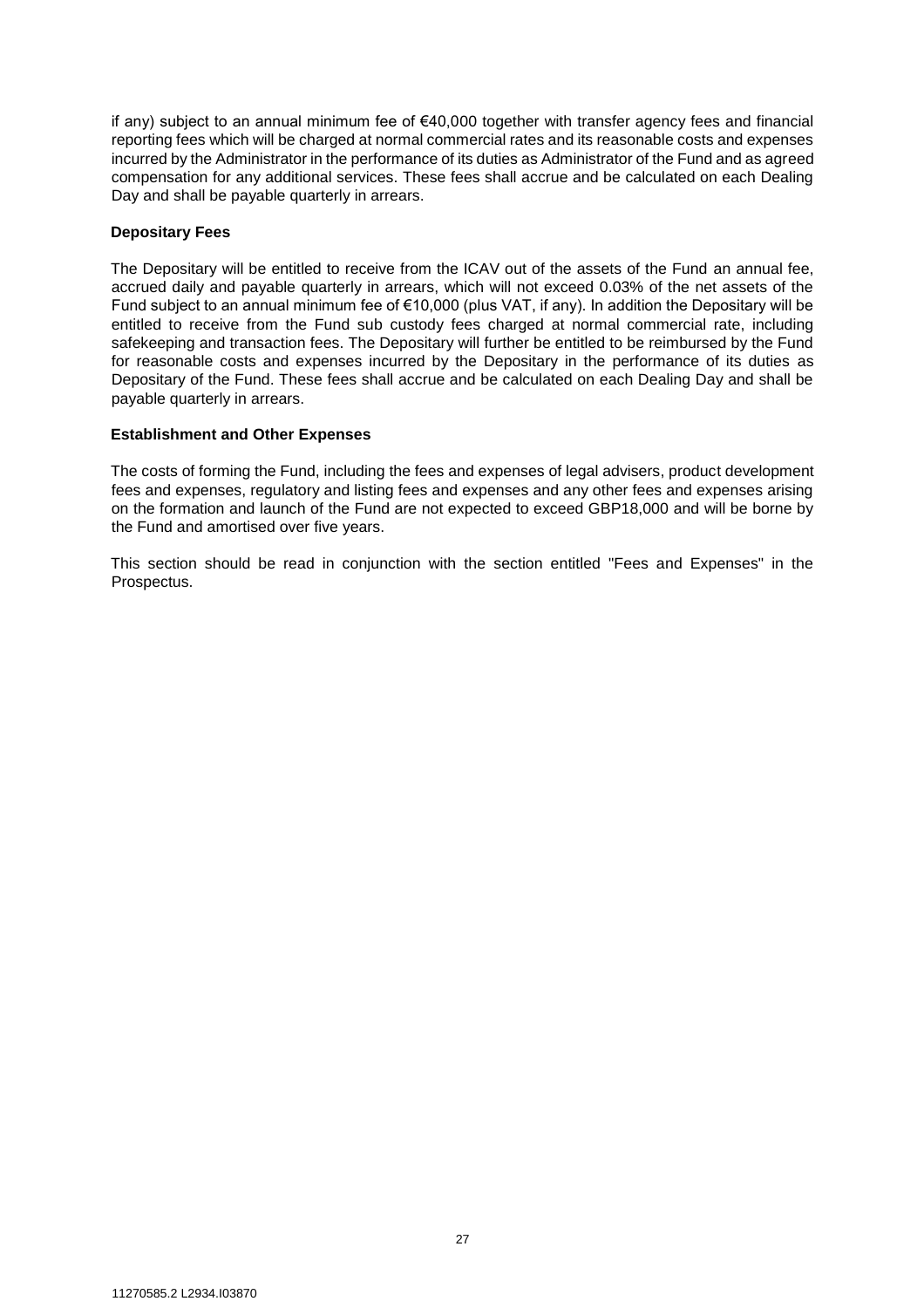if any) subject to an annual minimum fee of €40,000 together with transfer agency fees and financial reporting fees which will be charged at normal commercial rates and its reasonable costs and expenses incurred by the Administrator in the performance of its duties as Administrator of the Fund and as agreed compensation for any additional services. These fees shall accrue and be calculated on each Dealing Day and shall be payable quarterly in arrears.

**Depositary Fees**

The Depositary will be entitled to receive from the ICAV out of the assets of the Fund an annual fee, accrued daily and payable quarterly in arrears, which will not exceed 0.03% of the net assets of the Fund subject to an annual minimum fee of €10,000 (plus VAT, if any). In addition the Depositary will be entitled to receive from the Fund sub custody fees charged at normal commercial rate, including safekeeping and transaction fees. The Depositary will further be entitled to be reimbursed by the Fund for reasonable costs and expenses incurred by the Depositary in the performance of its duties as Depositary of the Fund. These fees shall accrue and be calculated on each Dealing Day and shall be payable quarterly in arrears.

**Establishment and Other Expenses**

The costs of forming the Fund, including the fees and expenses of legal advisers, product development fees and expenses, regulatory and listing fees and expenses and any other fees and expenses arising on the formation and launch of the Fund are not expected to exceed GBP18,000 and will be borne by the Fund and amortised over five years.

This section should be read in conjunction with the section entitled "Fees and Expenses" in the Prospectus.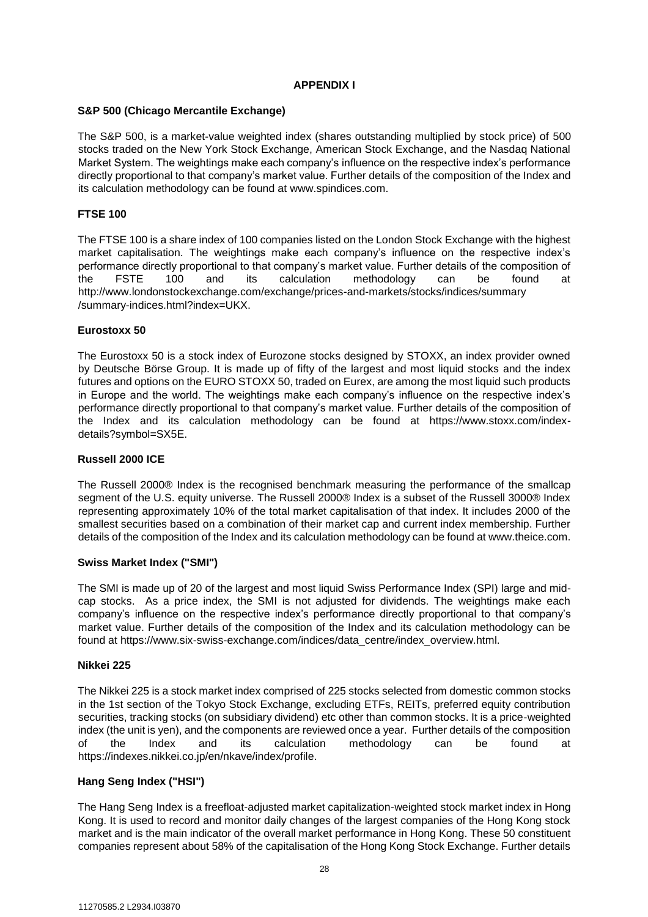# APPENDIX I

**S&P 500 (Chicago Mercantile Exchange)**

The S&P 500, is a market-value weighted index (shares outstanding multiplied by stock price) of 500 stocks traded on the New York Stock Exchange, American Stock Exchange, and the Nasdaq National Market System. The weightings make each company's influence on the respective index's performance directly proportional to that company's market value. Further details of the composition of the Index and its calculation methodology can be found at www.spindices.com.

**FTSE 100**

The FTSE 100 is a share index of 100 companies listed on the London Stock Exchange with the highest market capitalisation. The weightings make each company's influence on the respective index's performance directly proportional to that company's market value. Further details of the composition of the FSTE 100 and its calculation methodology can be found at http://www.londonstockexchange.com/exchange/prices-and-markets/stocks/indices/summary /summary-indices.html?index=UKX.

**Eurostoxx 50**

The Eurostoxx 50 is a stock index of Eurozone stocks designed by STOXX, an index provider owned by Deutsche Börse Group. It is made up of fifty of the largest and most liquid stocks and the index futures and options on the EURO STOXX 50, traded on Eurex, are among the most liquid such products in Europe and the world. The weightings make each company's influence on the respective index's performance directly proportional to that company's market value. Further details of the composition of the Index and its calculation methodology can be found at https://www.stoxx.com/index-details?symbol=SX5E.

**Russell 2000 ICE**

The Russell 2000® Index is the recognised benchmark measuring the performance of the smallcap segment of the U.S. equity universe. The Russell 2000® Index is a subset of the Russell 3000® Index representing approximately 10% of the total market capitalisation of that index. It includes 2000 of the smallest securities based on a combination of their market cap and current index membership. Further details of the composition of the Index and its calculation methodology can be found at www.theice.com.

**Swiss Market Index ("SMI")**

The SMI is made up of 20 of the largest and most liquid Swiss Performance Index (SPI) large and mid-cap stocks. As a price index, the SMI is not adjusted for dividends. The weightings make each company's influence on the respective index's performance directly proportional to that company's market value. Further details of the composition of the Index and its calculation methodology can be found at https://www.six-swiss-exchange.com/indices/data_centre/index_overview.html.

**Nikkei 225**

The Nikkei 225 is a stock market index comprised of 225 stocks selected from domestic common stocks in the 1st section of the Tokyo Stock Exchange, excluding ETFs, REITs, preferred equity contribution securities, tracking stocks (on subsidiary dividend) etc other than common stocks. It is a price-weighted index (the unit is yen), and the components are reviewed once a year. Further details of the composition of the Index and its calculation methodology can be found at https://indexes.nikkei.co.jp/en/nkave/index/profile.

**Hang Seng Index ("HSI")**

The Hang Seng Index is a freefloat-adjusted market capitalization-weighted stock market index in Hong Kong. It is used to record and monitor daily changes of the largest companies of the Hong Kong stock market and is the main indicator of the overall market performance in Hong Kong. These 50 constituent companies represent about 58% of the capitalisation of the Hong Kong Stock Exchange. Further details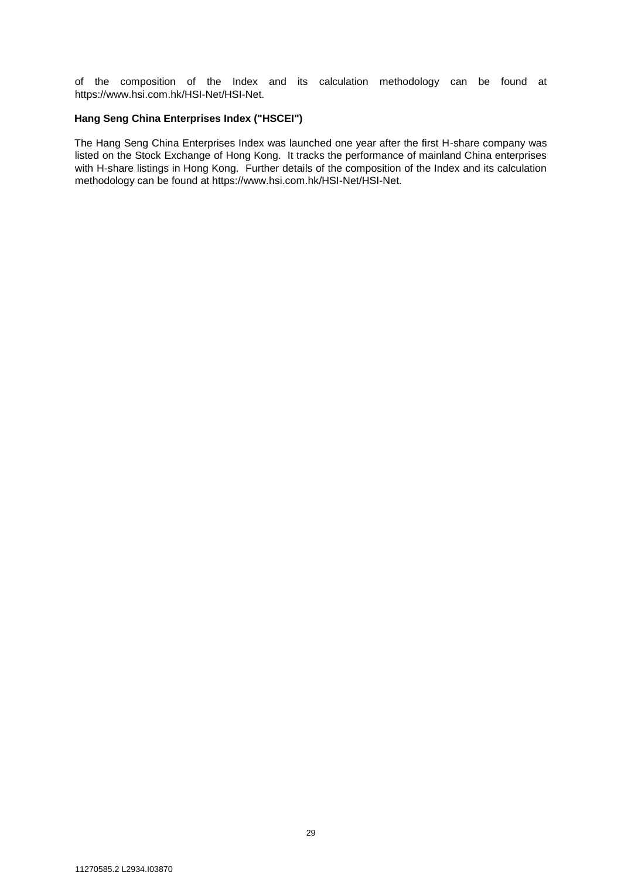of the composition of the Index and its calculation methodology can be found at https://www.hsi.com.hk/HSI-Net/HSI-Net.

**Hang Seng China Enterprises Index ("HSCEI")**

The Hang Seng China Enterprises Index was launched one year after the first H-share company was listed on the Stock Exchange of Hong Kong. It tracks the performance of mainland China enterprises with H-share listings in Hong Kong. Further details of the composition of the Index and its calculation methodology can be found at https://www.hsi.com.hk/HSI-Net/HSI-Net.